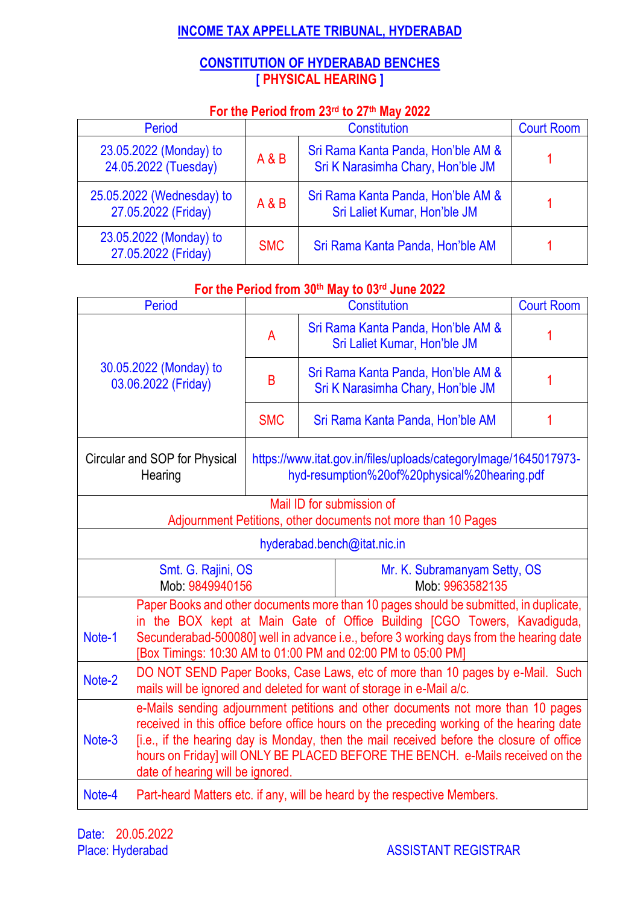# INCOME TAX APPELLATE TRIBUNAL, HYDERABAD

## CONSTITUTION OF HYDERABAD BENCHES
## [ PHYSICAL HEARING ]

### For the Period from 23rd to 27th May 2022

| Period | Constitution | | Court Room |
|---|---|---|---|
| 23.05.2022 (Monday) to 24.05.2022 (Tuesday) | A & B | Sri Rama Kanta Panda, Hon'ble AM & Sri K Narasimha Chary, Hon'ble JM | 1 |
| 25.05.2022 (Wednesday) to 27.05.2022 (Friday) | A & B | Sri Rama Kanta Panda, Hon'ble AM & Sri Laliet Kumar, Hon'ble JM | 1 |
| 23.05.2022 (Monday) to 27.05.2022 (Friday) | SMC | Sri Rama Kanta Panda, Hon'ble AM | 1 |

### For the Period from 30th May to 03rd June 2022

| Period | Constitution | | Court Room |
|---|---|---|---|
| 30.05.2022 (Monday) to 03.06.2022 (Friday) | A | Sri Rama Kanta Panda, Hon'ble AM & Sri Laliet Kumar, Hon'ble JM | 1 |
| | B | Sri Rama Kanta Panda, Hon'ble AM & Sri K Narasimha Chary, Hon'ble JM | 1 |
| | SMC | Sri Rama Kanta Panda, Hon'ble AM | 1 |
| Circular and SOP for Physical Hearing | https://www.itat.gov.in/files/uploads/categoryImage/1645017973-hyd-resumption%20of%20physical%20hearing.pdf | | |

Mail ID for submission of
Adjournment Petitions, other documents not more than 10 Pages

hyderabad.bench@itat.nic.in

| Smt. G. Rajini, OS<br>Mob: 9849940156 | Mr. K. Subramanyam Setty, OS<br>Mob: 9963582135 |
|---|---|

| | |
|---|---|
| Note-1 | Paper Books and other documents more than 10 pages should be submitted, in duplicate, in the BOX kept at Main Gate of Office Building [CGO Towers, Kavadiguda, Secunderabad-500080] well in advance i.e., before 3 working days from the hearing date [Box Timings: 10:30 AM to 01:00 PM and 02:00 PM to 05:00 PM] |
| Note-2 | DO NOT SEND Paper Books, Case Laws, etc of more than 10 pages by e-Mail. Such mails will be ignored and deleted for want of storage in e-Mail a/c. |
| Note-3 | e-Mails sending adjournment petitions and other documents not more than 10 pages received in this office before office hours on the preceding working of the hearing date [i.e., if the hearing day is Monday, then the mail received before the closure of office hours on Friday] will ONLY BE PLACED BEFORE THE BENCH. e-Mails received on the date of hearing will be ignored. |
| Note-4 | Part-heard Matters etc. if any, will be heard by the respective Members. |

Date: 20.05.2022
Place: Hyderabad

ASSISTANT REGISTRAR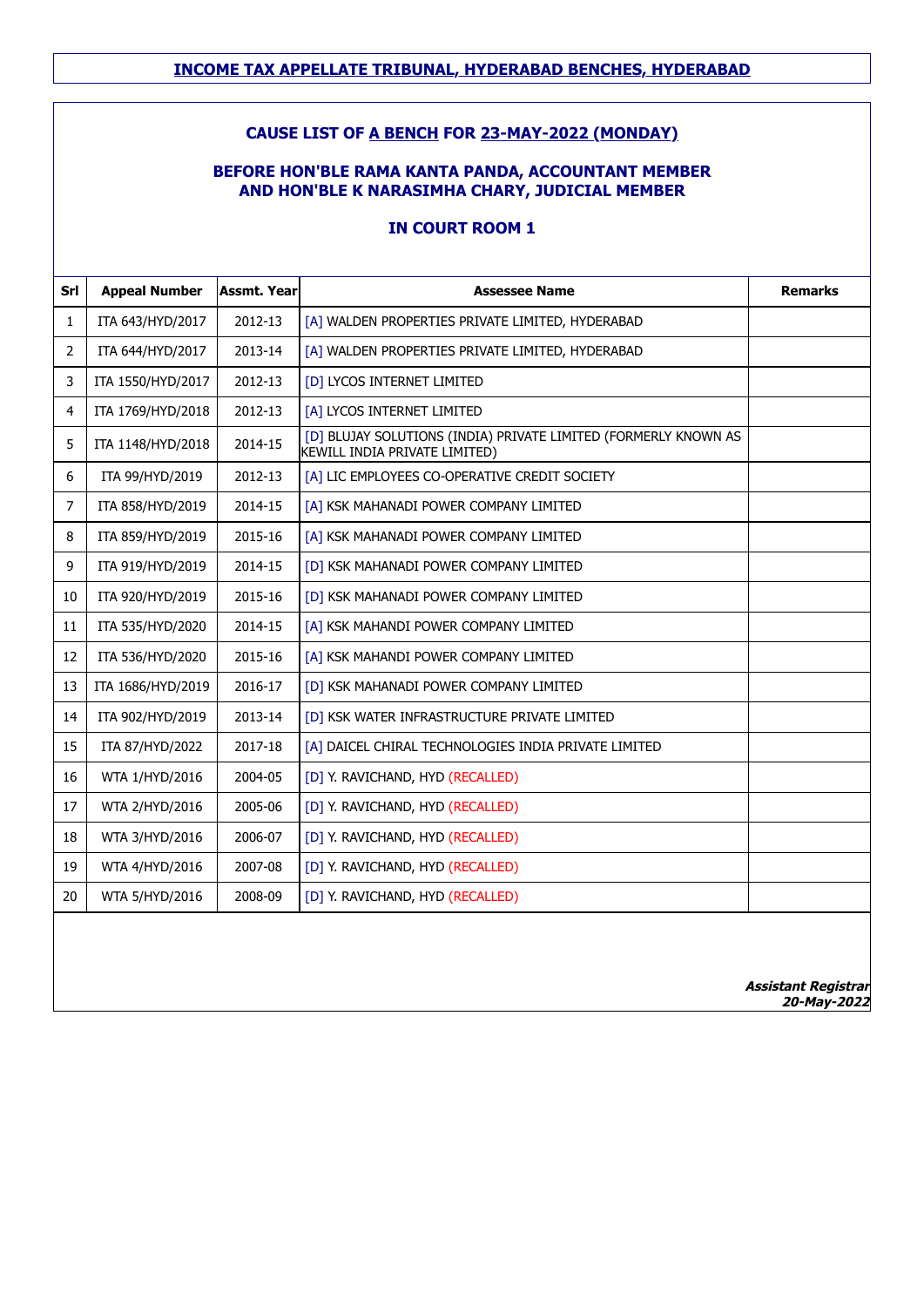**INCOME TAX APPELLATE TRIBUNAL, HYDERABAD BENCHES, HYDERABAD**

**CAUSE LIST OF A BENCH FOR 23-MAY-2022 (MONDAY)**

**BEFORE HON'BLE RAMA KANTA PANDA, ACCOUNTANT MEMBER AND HON'BLE K NARASIMHA CHARY, JUDICIAL MEMBER**

**IN COURT ROOM 1**

| Srl | Appeal Number | Assmt. Year | Assessee Name | Remarks |
|---|---|---|---|---|
| 1 | ITA 643/HYD/2017 | 2012-13 | [A] WALDEN PROPERTIES PRIVATE LIMITED, HYDERABAD | |
| 2 | ITA 644/HYD/2017 | 2013-14 | [A] WALDEN PROPERTIES PRIVATE LIMITED, HYDERABAD | |
| 3 | ITA 1550/HYD/2017 | 2012-13 | [D] LYCOS INTERNET LIMITED | |
| 4 | ITA 1769/HYD/2018 | 2012-13 | [A] LYCOS INTERNET LIMITED | |
| 5 | ITA 1148/HYD/2018 | 2014-15 | [D] BLUJAY SOLUTIONS (INDIA) PRIVATE LIMITED (FORMERLY KNOWN AS KEWILL INDIA PRIVATE LIMITED) | |
| 6 | ITA 99/HYD/2019 | 2012-13 | [A] LIC EMPLOYEES CO-OPERATIVE CREDIT SOCIETY | |
| 7 | ITA 858/HYD/2019 | 2014-15 | [A] KSK MAHANADI POWER COMPANY LIMITED | |
| 8 | ITA 859/HYD/2019 | 2015-16 | [A] KSK MAHANADI POWER COMPANY LIMITED | |
| 9 | ITA 919/HYD/2019 | 2014-15 | [D] KSK MAHANADI POWER COMPANY LIMITED | |
| 10 | ITA 920/HYD/2019 | 2015-16 | [D] KSK MAHANADI POWER COMPANY LIMITED | |
| 11 | ITA 535/HYD/2020 | 2014-15 | [A] KSK MAHANDI POWER COMPANY LIMITED | |
| 12 | ITA 536/HYD/2020 | 2015-16 | [A] KSK MAHANDI POWER COMPANY LIMITED | |
| 13 | ITA 1686/HYD/2019 | 2016-17 | [D] KSK MAHANADI POWER COMPANY LIMITED | |
| 14 | ITA 902/HYD/2019 | 2013-14 | [D] KSK WATER INFRASTRUCTURE PRIVATE LIMITED | |
| 15 | ITA 87/HYD/2022 | 2017-18 | [A] DAICEL CHIRAL TECHNOLOGIES INDIA PRIVATE LIMITED | |
| 16 | WTA 1/HYD/2016 | 2004-05 | [D] Y. RAVICHAND, HYD (RECALLED) | |
| 17 | WTA 2/HYD/2016 | 2005-06 | [D] Y. RAVICHAND, HYD (RECALLED) | |
| 18 | WTA 3/HYD/2016 | 2006-07 | [D] Y. RAVICHAND, HYD (RECALLED) | |
| 19 | WTA 4/HYD/2016 | 2007-08 | [D] Y. RAVICHAND, HYD (RECALLED) | |
| 20 | WTA 5/HYD/2016 | 2008-09 | [D] Y. RAVICHAND, HYD (RECALLED) | |

***Assistant Registrar***
***20-May-2022***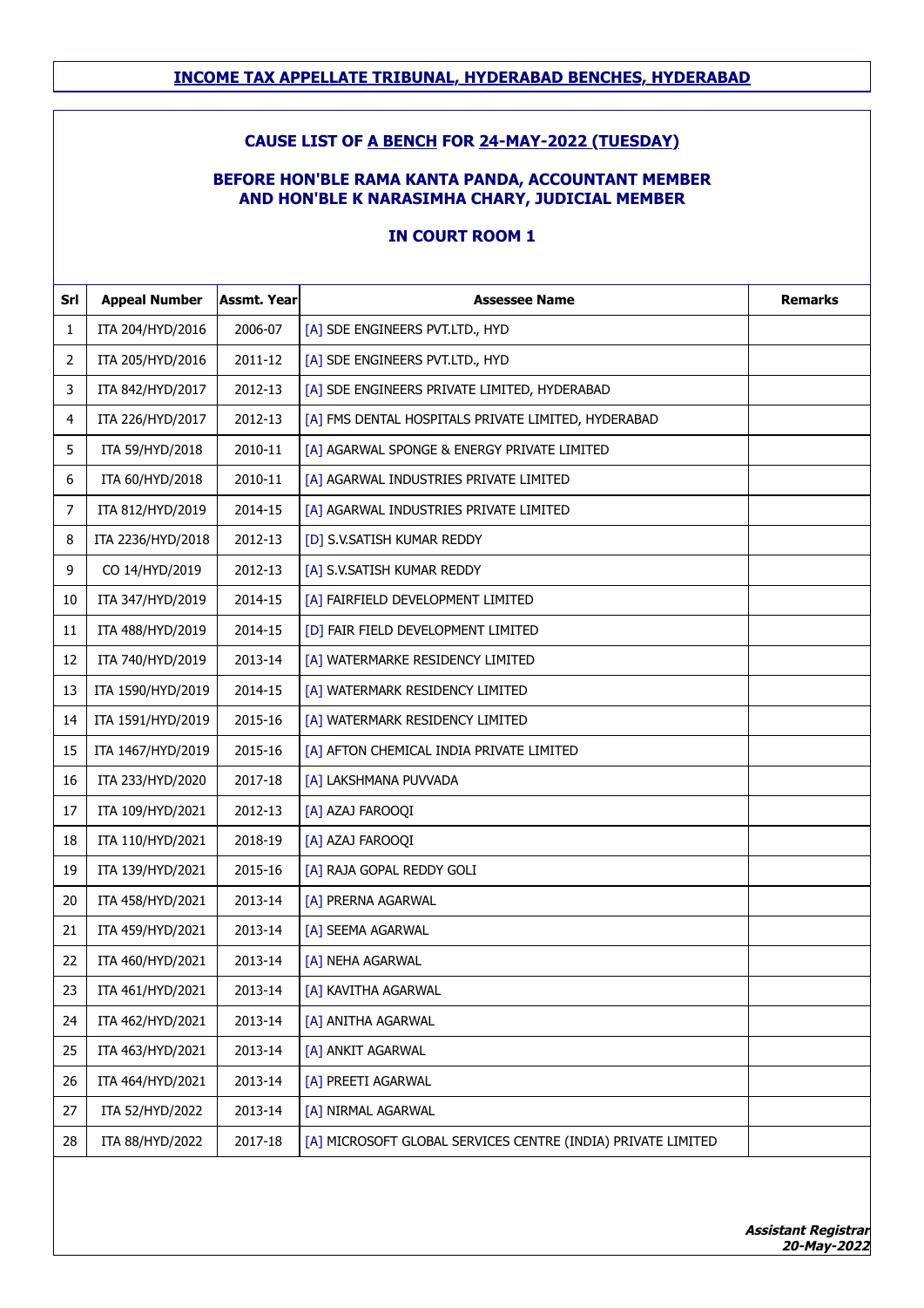## INCOME TAX APPELLATE TRIBUNAL, HYDERABAD BENCHES, HYDERABAD

### CAUSE LIST OF A BENCH FOR 24-MAY-2022 (TUESDAY)

### BEFORE HON'BLE RAMA KANTA PANDA, ACCOUNTANT MEMBER AND HON'BLE K NARASIMHA CHARY, JUDICIAL MEMBER

### IN COURT ROOM 1

| Srl | Appeal Number | Assmt. Year | Assessee Name | Remarks |
|---|---|---|---|---|
| 1 | ITA 204/HYD/2016 | 2006-07 | [A] SDE ENGINEERS PVT.LTD., HYD | |
| 2 | ITA 205/HYD/2016 | 2011-12 | [A] SDE ENGINEERS PVT.LTD., HYD | |
| 3 | ITA 842/HYD/2017 | 2012-13 | [A] SDE ENGINEERS PRIVATE LIMITED, HYDERABAD | |
| 4 | ITA 226/HYD/2017 | 2012-13 | [A] FMS DENTAL HOSPITALS PRIVATE LIMITED, HYDERABAD | |
| 5 | ITA 59/HYD/2018 | 2010-11 | [A] AGARWAL SPONGE & ENERGY PRIVATE LIMITED | |
| 6 | ITA 60/HYD/2018 | 2010-11 | [A] AGARWAL INDUSTRIES PRIVATE LIMITED | |
| 7 | ITA 812/HYD/2019 | 2014-15 | [A] AGARWAL INDUSTRIES PRIVATE LIMITED | |
| 8 | ITA 2236/HYD/2018 | 2012-13 | [D] S.V.SATISH KUMAR REDDY | |
| 9 | CO 14/HYD/2019 | 2012-13 | [A] S.V.SATISH KUMAR REDDY | |
| 10 | ITA 347/HYD/2019 | 2014-15 | [A] FAIRFIELD DEVELOPMENT LIMITED | |
| 11 | ITA 488/HYD/2019 | 2014-15 | [D] FAIR FIELD DEVELOPMENT LIMITED | |
| 12 | ITA 740/HYD/2019 | 2013-14 | [A] WATERMARKE RESIDENCY LIMITED | |
| 13 | ITA 1590/HYD/2019 | 2014-15 | [A] WATERMARK RESIDENCY LIMITED | |
| 14 | ITA 1591/HYD/2019 | 2015-16 | [A] WATERMARK RESIDENCY LIMITED | |
| 15 | ITA 1467/HYD/2019 | 2015-16 | [A] AFTON CHEMICAL INDIA PRIVATE LIMITED | |
| 16 | ITA 233/HYD/2020 | 2017-18 | [A] LAKSHMANA PUVVADA | |
| 17 | ITA 109/HYD/2021 | 2012-13 | [A] AZAJ FAROOQI | |
| 18 | ITA 110/HYD/2021 | 2018-19 | [A] AZAJ FAROOQI | |
| 19 | ITA 139/HYD/2021 | 2015-16 | [A] RAJA GOPAL REDDY GOLI | |
| 20 | ITA 458/HYD/2021 | 2013-14 | [A] PRERNA AGARWAL | |
| 21 | ITA 459/HYD/2021 | 2013-14 | [A] SEEMA AGARWAL | |
| 22 | ITA 460/HYD/2021 | 2013-14 | [A] NEHA AGARWAL | |
| 23 | ITA 461/HYD/2021 | 2013-14 | [A] KAVITHA AGARWAL | |
| 24 | ITA 462/HYD/2021 | 2013-14 | [A] ANITHA AGARWAL | |
| 25 | ITA 463/HYD/2021 | 2013-14 | [A] ANKIT AGARWAL | |
| 26 | ITA 464/HYD/2021 | 2013-14 | [A] PREETI AGARWAL | |
| 27 | ITA 52/HYD/2022 | 2013-14 | [A] NIRMAL AGARWAL | |
| 28 | ITA 88/HYD/2022 | 2017-18 | [A] MICROSOFT GLOBAL SERVICES CENTRE (INDIA) PRIVATE LIMITED | |

***Assistant Registrar***
***20-May-2022***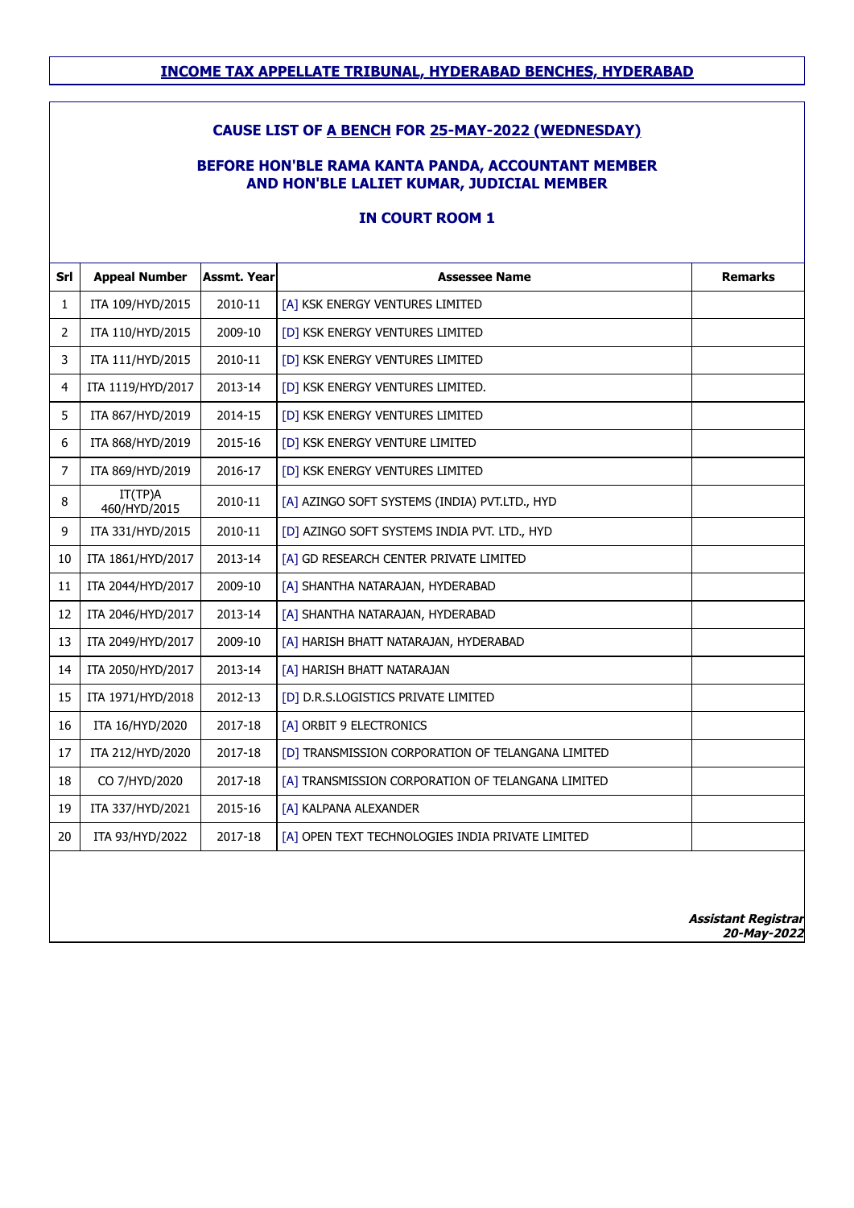## INCOME TAX APPELLATE TRIBUNAL, HYDERABAD BENCHES, HYDERABAD

### CAUSE LIST OF A BENCH FOR 25-MAY-2022 (WEDNESDAY)

### BEFORE HON'BLE RAMA KANTA PANDA, ACCOUNTANT MEMBER AND HON'BLE LALIET KUMAR, JUDICIAL MEMBER

### IN COURT ROOM 1

| Srl | Appeal Number | Assmt. Year | Assessee Name | Remarks |
|---|---|---|---|---|
| 1 | ITA 109/HYD/2015 | 2010-11 | [A] KSK ENERGY VENTURES LIMITED | |
| 2 | ITA 110/HYD/2015 | 2009-10 | [D] KSK ENERGY VENTURES LIMITED | |
| 3 | ITA 111/HYD/2015 | 2010-11 | [D] KSK ENERGY VENTURES LIMITED | |
| 4 | ITA 1119/HYD/2017 | 2013-14 | [D] KSK ENERGY VENTURES LIMITED. | |
| 5 | ITA 867/HYD/2019 | 2014-15 | [D] KSK ENERGY VENTURES LIMITED | |
| 6 | ITA 868/HYD/2019 | 2015-16 | [D] KSK ENERGY VENTURE LIMITED | |
| 7 | ITA 869/HYD/2019 | 2016-17 | [D] KSK ENERGY VENTURES LIMITED | |
| 8 | IT(TP)A 460/HYD/2015 | 2010-11 | [A] AZINGO SOFT SYSTEMS (INDIA) PVT.LTD., HYD | |
| 9 | ITA 331/HYD/2015 | 2010-11 | [D] AZINGO SOFT SYSTEMS INDIA PVT. LTD., HYD | |
| 10 | ITA 1861/HYD/2017 | 2013-14 | [A] GD RESEARCH CENTER PRIVATE LIMITED | |
| 11 | ITA 2044/HYD/2017 | 2009-10 | [A] SHANTHA NATARAJAN, HYDERABAD | |
| 12 | ITA 2046/HYD/2017 | 2013-14 | [A] SHANTHA NATARAJAN, HYDERABAD | |
| 13 | ITA 2049/HYD/2017 | 2009-10 | [A] HARISH BHATT NATARAJAN, HYDERABAD | |
| 14 | ITA 2050/HYD/2017 | 2013-14 | [A] HARISH BHATT NATARAJAN | |
| 15 | ITA 1971/HYD/2018 | 2012-13 | [D] D.R.S.LOGISTICS PRIVATE LIMITED | |
| 16 | ITA 16/HYD/2020 | 2017-18 | [A] ORBIT 9 ELECTRONICS | |
| 17 | ITA 212/HYD/2020 | 2017-18 | [D] TRANSMISSION CORPORATION OF TELANGANA LIMITED | |
| 18 | CO 7/HYD/2020 | 2017-18 | [A] TRANSMISSION CORPORATION OF TELANGANA LIMITED | |
| 19 | ITA 337/HYD/2021 | 2015-16 | [A] KALPANA ALEXANDER | |
| 20 | ITA 93/HYD/2022 | 2017-18 | [A] OPEN TEXT TECHNOLOGIES INDIA PRIVATE LIMITED | |

***Assistant Registrar***
***20-May-2022***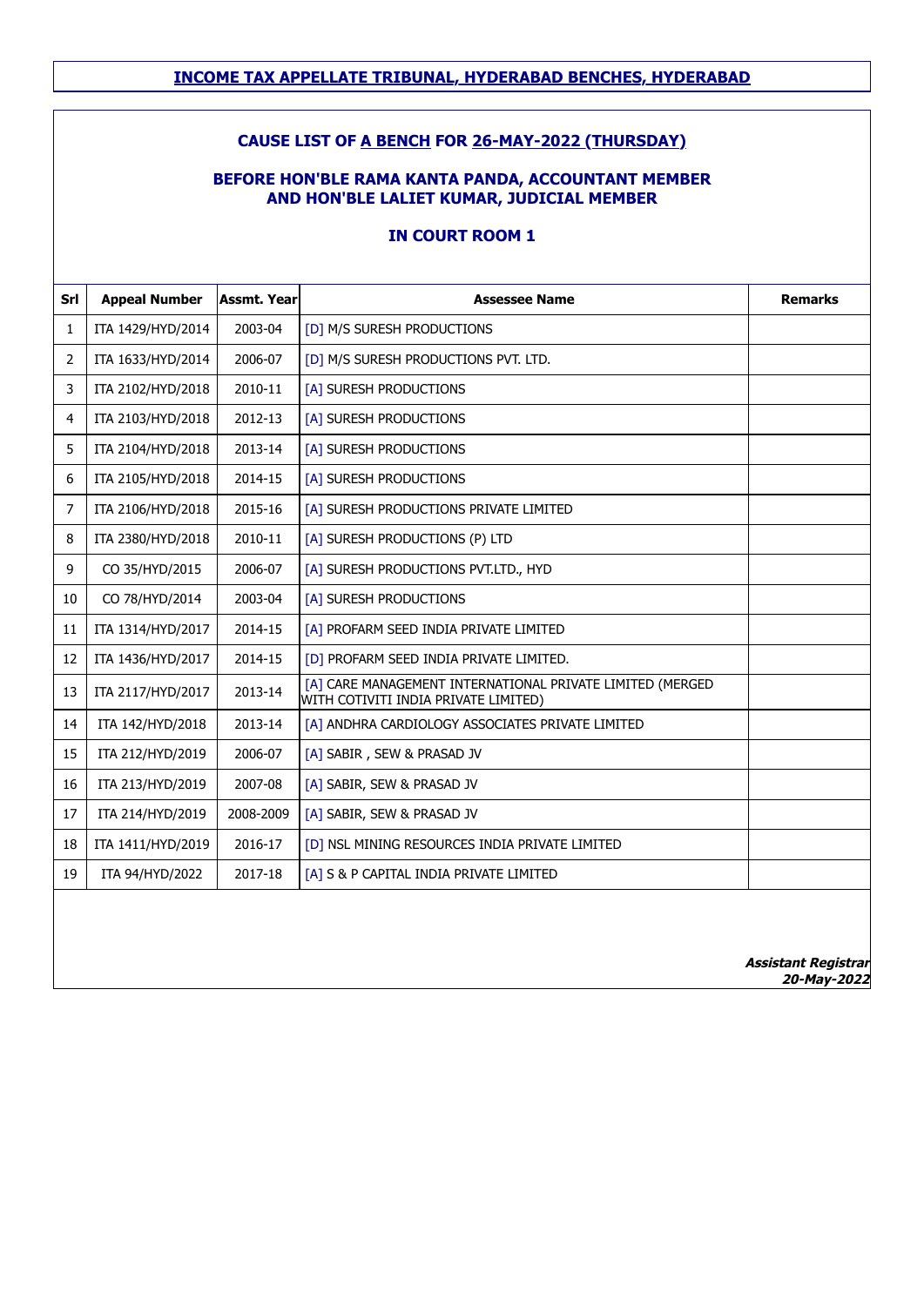## INCOME TAX APPELLATE TRIBUNAL, HYDERABAD BENCHES, HYDERABAD

### CAUSE LIST OF A BENCH FOR 26-MAY-2022 (THURSDAY)

### BEFORE HON'BLE RAMA KANTA PANDA, ACCOUNTANT MEMBER AND HON'BLE LALIET KUMAR, JUDICIAL MEMBER

### IN COURT ROOM 1

| Srl | Appeal Number | Assmt. Year | Assessee Name | Remarks |
|---|---|---|---|---|
| 1 | ITA 1429/HYD/2014 | 2003-04 | [D] M/S SURESH PRODUCTIONS | |
| 2 | ITA 1633/HYD/2014 | 2006-07 | [D] M/S SURESH PRODUCTIONS PVT. LTD. | |
| 3 | ITA 2102/HYD/2018 | 2010-11 | [A] SURESH PRODUCTIONS | |
| 4 | ITA 2103/HYD/2018 | 2012-13 | [A] SURESH PRODUCTIONS | |
| 5 | ITA 2104/HYD/2018 | 2013-14 | [A] SURESH PRODUCTIONS | |
| 6 | ITA 2105/HYD/2018 | 2014-15 | [A] SURESH PRODUCTIONS | |
| 7 | ITA 2106/HYD/2018 | 2015-16 | [A] SURESH PRODUCTIONS PRIVATE LIMITED | |
| 8 | ITA 2380/HYD/2018 | 2010-11 | [A] SURESH PRODUCTIONS (P) LTD | |
| 9 | CO 35/HYD/2015 | 2006-07 | [A] SURESH PRODUCTIONS PVT.LTD., HYD | |
| 10 | CO 78/HYD/2014 | 2003-04 | [A] SURESH PRODUCTIONS | |
| 11 | ITA 1314/HYD/2017 | 2014-15 | [A] PROFARM SEED INDIA PRIVATE LIMITED | |
| 12 | ITA 1436/HYD/2017 | 2014-15 | [D] PROFARM SEED INDIA PRIVATE LIMITED. | |
| 13 | ITA 2117/HYD/2017 | 2013-14 | [A] CARE MANAGEMENT INTERNATIONAL PRIVATE LIMITED (MERGED WITH COTIVITI INDIA PRIVATE LIMITED) | |
| 14 | ITA 142/HYD/2018 | 2013-14 | [A] ANDHRA CARDIOLOGY ASSOCIATES PRIVATE LIMITED | |
| 15 | ITA 212/HYD/2019 | 2006-07 | [A] SABIR , SEW & PRASAD JV | |
| 16 | ITA 213/HYD/2019 | 2007-08 | [A] SABIR, SEW & PRASAD JV | |
| 17 | ITA 214/HYD/2019 | 2008-2009 | [A] SABIR, SEW & PRASAD JV | |
| 18 | ITA 1411/HYD/2019 | 2016-17 | [D] NSL MINING RESOURCES INDIA PRIVATE LIMITED | |
| 19 | ITA 94/HYD/2022 | 2017-18 | [A] S & P CAPITAL INDIA PRIVATE LIMITED | |

***Assistant Registrar***
***20-May-2022***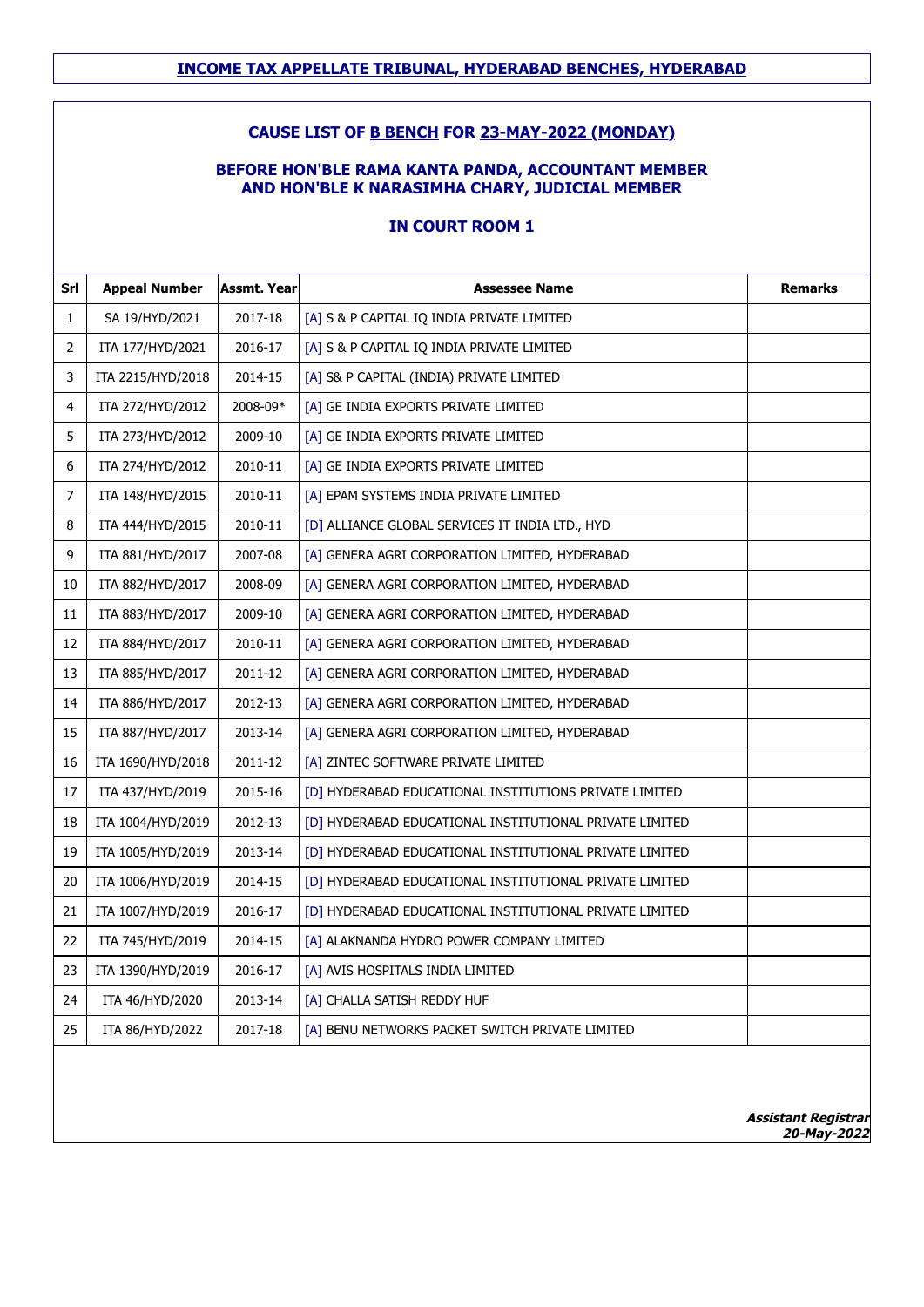## INCOME TAX APPELLATE TRIBUNAL, HYDERABAD BENCHES, HYDERABAD

### CAUSE LIST OF B BENCH FOR 23-MAY-2022 (MONDAY)

### BEFORE HON'BLE RAMA KANTA PANDA, ACCOUNTANT MEMBER AND HON'BLE K NARASIMHA CHARY, JUDICIAL MEMBER

### IN COURT ROOM 1

| Srl | Appeal Number | Assmt. Year | Assessee Name | Remarks |
|---|---|---|---|---|
| 1 | SA 19/HYD/2021 | 2017-18 | [A] S & P CAPITAL IQ INDIA PRIVATE LIMITED | |
| 2 | ITA 177/HYD/2021 | 2016-17 | [A] S & P CAPITAL IQ INDIA PRIVATE LIMITED | |
| 3 | ITA 2215/HYD/2018 | 2014-15 | [A] S& P CAPITAL (INDIA) PRIVATE LIMITED | |
| 4 | ITA 272/HYD/2012 | 2008-09* | [A] GE INDIA EXPORTS PRIVATE LIMITED | |
| 5 | ITA 273/HYD/2012 | 2009-10 | [A] GE INDIA EXPORTS PRIVATE LIMITED | |
| 6 | ITA 274/HYD/2012 | 2010-11 | [A] GE INDIA EXPORTS PRIVATE LIMITED | |
| 7 | ITA 148/HYD/2015 | 2010-11 | [A] EPAM SYSTEMS INDIA PRIVATE LIMITED | |
| 8 | ITA 444/HYD/2015 | 2010-11 | [D] ALLIANCE GLOBAL SERVICES IT INDIA LTD., HYD | |
| 9 | ITA 881/HYD/2017 | 2007-08 | [A] GENERA AGRI CORPORATION LIMITED, HYDERABAD | |
| 10 | ITA 882/HYD/2017 | 2008-09 | [A] GENERA AGRI CORPORATION LIMITED, HYDERABAD | |
| 11 | ITA 883/HYD/2017 | 2009-10 | [A] GENERA AGRI CORPORATION LIMITED, HYDERABAD | |
| 12 | ITA 884/HYD/2017 | 2010-11 | [A] GENERA AGRI CORPORATION LIMITED, HYDERABAD | |
| 13 | ITA 885/HYD/2017 | 2011-12 | [A] GENERA AGRI CORPORATION LIMITED, HYDERABAD | |
| 14 | ITA 886/HYD/2017 | 2012-13 | [A] GENERA AGRI CORPORATION LIMITED, HYDERABAD | |
| 15 | ITA 887/HYD/2017 | 2013-14 | [A] GENERA AGRI CORPORATION LIMITED, HYDERABAD | |
| 16 | ITA 1690/HYD/2018 | 2011-12 | [A] ZINTEC SOFTWARE PRIVATE LIMITED | |
| 17 | ITA 437/HYD/2019 | 2015-16 | [D] HYDERABAD EDUCATIONAL INSTITUTIONS PRIVATE LIMITED | |
| 18 | ITA 1004/HYD/2019 | 2012-13 | [D] HYDERABAD EDUCATIONAL INSTITUTIONAL PRIVATE LIMITED | |
| 19 | ITA 1005/HYD/2019 | 2013-14 | [D] HYDERABAD EDUCATIONAL INSTITUTIONAL PRIVATE LIMITED | |
| 20 | ITA 1006/HYD/2019 | 2014-15 | [D] HYDERABAD EDUCATIONAL INSTITUTIONAL PRIVATE LIMITED | |
| 21 | ITA 1007/HYD/2019 | 2016-17 | [D] HYDERABAD EDUCATIONAL INSTITUTIONAL PRIVATE LIMITED | |
| 22 | ITA 745/HYD/2019 | 2014-15 | [A] ALAKNANDA HYDRO POWER COMPANY LIMITED | |
| 23 | ITA 1390/HYD/2019 | 2016-17 | [A] AVIS HOSPITALS INDIA LIMITED | |
| 24 | ITA 46/HYD/2020 | 2013-14 | [A] CHALLA SATISH REDDY HUF | |
| 25 | ITA 86/HYD/2022 | 2017-18 | [A] BENU NETWORKS PACKET SWITCH PRIVATE LIMITED | |

***Assistant Registrar***
***20-May-2022***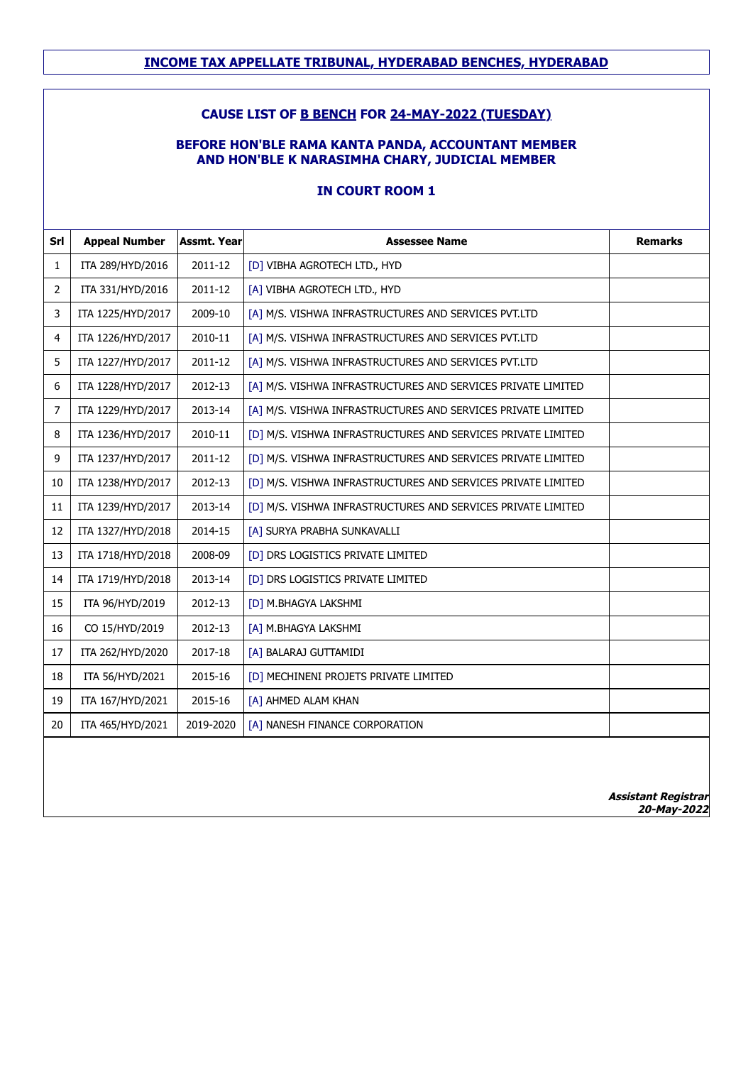**INCOME TAX APPELLATE TRIBUNAL, HYDERABAD BENCHES, HYDERABAD**

**CAUSE LIST OF B BENCH FOR 24-MAY-2022 (TUESDAY)**

**BEFORE HON'BLE RAMA KANTA PANDA, ACCOUNTANT MEMBER AND HON'BLE K NARASIMHA CHARY, JUDICIAL MEMBER**

**IN COURT ROOM 1**

| Srl | Appeal Number | Assmt. Year | Assessee Name | Remarks |
|---|---|---|---|---|
| 1 | ITA 289/HYD/2016 | 2011-12 | [D] VIBHA AGROTECH LTD., HYD | |
| 2 | ITA 331/HYD/2016 | 2011-12 | [A] VIBHA AGROTECH LTD., HYD | |
| 3 | ITA 1225/HYD/2017 | 2009-10 | [A] M/S. VISHWA INFRASTRUCTURES AND SERVICES PVT.LTD | |
| 4 | ITA 1226/HYD/2017 | 2010-11 | [A] M/S. VISHWA INFRASTRUCTURES AND SERVICES PVT.LTD | |
| 5 | ITA 1227/HYD/2017 | 2011-12 | [A] M/S. VISHWA INFRASTRUCTURES AND SERVICES PVT.LTD | |
| 6 | ITA 1228/HYD/2017 | 2012-13 | [A] M/S. VISHWA INFRASTRUCTURES AND SERVICES PRIVATE LIMITED | |
| 7 | ITA 1229/HYD/2017 | 2013-14 | [A] M/S. VISHWA INFRASTRUCTURES AND SERVICES PRIVATE LIMITED | |
| 8 | ITA 1236/HYD/2017 | 2010-11 | [D] M/S. VISHWA INFRASTRUCTURES AND SERVICES PRIVATE LIMITED | |
| 9 | ITA 1237/HYD/2017 | 2011-12 | [D] M/S. VISHWA INFRASTRUCTURES AND SERVICES PRIVATE LIMITED | |
| 10 | ITA 1238/HYD/2017 | 2012-13 | [D] M/S. VISHWA INFRASTRUCTURES AND SERVICES PRIVATE LIMITED | |
| 11 | ITA 1239/HYD/2017 | 2013-14 | [D] M/S. VISHWA INFRASTRUCTURES AND SERVICES PRIVATE LIMITED | |
| 12 | ITA 1327/HYD/2018 | 2014-15 | [A] SURYA PRABHA SUNKAVALLI | |
| 13 | ITA 1718/HYD/2018 | 2008-09 | [D] DRS LOGISTICS PRIVATE LIMITED | |
| 14 | ITA 1719/HYD/2018 | 2013-14 | [D] DRS LOGISTICS PRIVATE LIMITED | |
| 15 | ITA 96/HYD/2019 | 2012-13 | [D] M.BHAGYA LAKSHMI | |
| 16 | CO 15/HYD/2019 | 2012-13 | [A] M.BHAGYA LAKSHMI | |
| 17 | ITA 262/HYD/2020 | 2017-18 | [A] BALARAJ GUTTAMIDI | |
| 18 | ITA 56/HYD/2021 | 2015-16 | [D] MECHINENI PROJETS PRIVATE LIMITED | |
| 19 | ITA 167/HYD/2021 | 2015-16 | [A] AHMED ALAM KHAN | |
| 20 | ITA 465/HYD/2021 | 2019-2020 | [A] NANESH FINANCE CORPORATION | |

***Assistant Registrar***
***20-May-2022***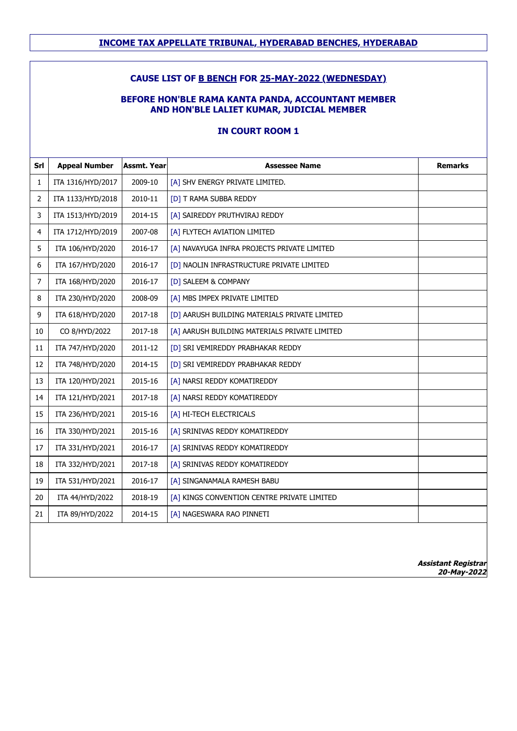## INCOME TAX APPELLATE TRIBUNAL, HYDERABAD BENCHES, HYDERABAD

### CAUSE LIST OF B BENCH FOR 25-MAY-2022 (WEDNESDAY)

### BEFORE HON'BLE RAMA KANTA PANDA, ACCOUNTANT MEMBER AND HON'BLE LALIET KUMAR, JUDICIAL MEMBER

### IN COURT ROOM 1

| Srl | Appeal Number | Assmt. Year | Assessee Name | Remarks |
|---|---|---|---|---|
| 1 | ITA 1316/HYD/2017 | 2009-10 | [A] SHV ENERGY PRIVATE LIMITED. | |
| 2 | ITA 1133/HYD/2018 | 2010-11 | [D] T RAMA SUBBA REDDY | |
| 3 | ITA 1513/HYD/2019 | 2014-15 | [A] SAIREDDY PRUTHVIRAJ REDDY | |
| 4 | ITA 1712/HYD/2019 | 2007-08 | [A] FLYTECH AVIATION LIMITED | |
| 5 | ITA 106/HYD/2020 | 2016-17 | [A] NAVAYUGA INFRA PROJECTS PRIVATE LIMITED | |
| 6 | ITA 167/HYD/2020 | 2016-17 | [D] NAOLIN INFRASTRUCTURE PRIVATE LIMITED | |
| 7 | ITA 168/HYD/2020 | 2016-17 | [D] SALEEM & COMPANY | |
| 8 | ITA 230/HYD/2020 | 2008-09 | [A] MBS IMPEX PRIVATE LIMITED | |
| 9 | ITA 618/HYD/2020 | 2017-18 | [D] AARUSH BUILDING MATERIALS PRIVATE LIMITED | |
| 10 | CO 8/HYD/2022 | 2017-18 | [A] AARUSH BUILDING MATERIALS PRIVATE LIMITED | |
| 11 | ITA 747/HYD/2020 | 2011-12 | [D] SRI VEMIREDDY PRABHAKAR REDDY | |
| 12 | ITA 748/HYD/2020 | 2014-15 | [D] SRI VEMIREDDY PRABHAKAR REDDY | |
| 13 | ITA 120/HYD/2021 | 2015-16 | [A] NARSI REDDY KOMATIREDDY | |
| 14 | ITA 121/HYD/2021 | 2017-18 | [A] NARSI REDDY KOMATIREDDY | |
| 15 | ITA 236/HYD/2021 | 2015-16 | [A] HI-TECH ELECTRICALS | |
| 16 | ITA 330/HYD/2021 | 2015-16 | [A] SRINIVAS REDDY KOMATIREDDY | |
| 17 | ITA 331/HYD/2021 | 2016-17 | [A] SRINIVAS REDDY KOMATIREDDY | |
| 18 | ITA 332/HYD/2021 | 2017-18 | [A] SRINIVAS REDDY KOMATIREDDY | |
| 19 | ITA 531/HYD/2021 | 2016-17 | [A] SINGANAMALA RAMESH BABU | |
| 20 | ITA 44/HYD/2022 | 2018-19 | [A] KINGS CONVENTION CENTRE PRIVATE LIMITED | |
| 21 | ITA 89/HYD/2022 | 2014-15 | [A] NAGESWARA RAO PINNETI | |

***Assistant Registrar***
***20-May-2022***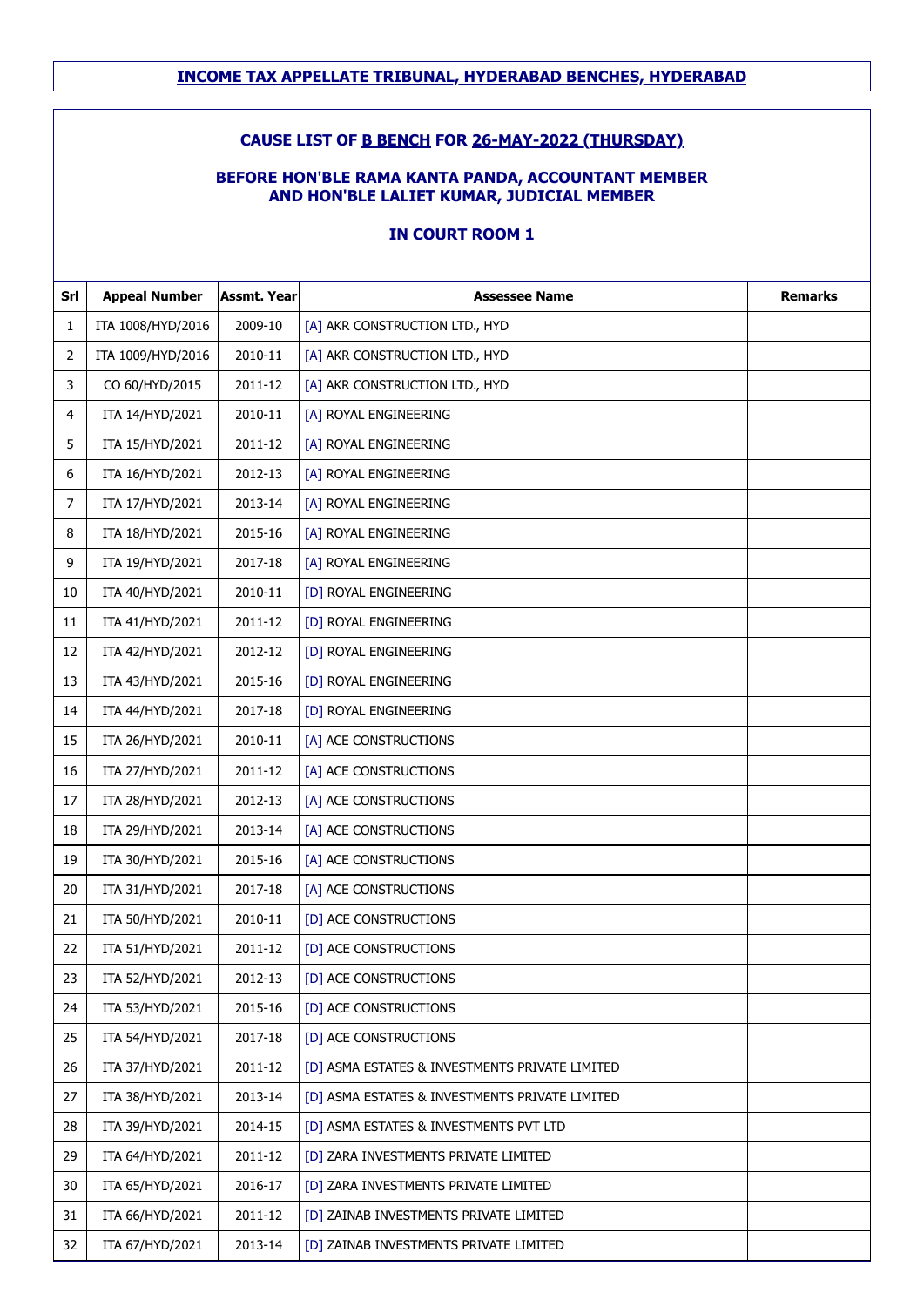## INCOME TAX APPELLATE TRIBUNAL, HYDERABAD BENCHES, HYDERABAD

### CAUSE LIST OF B BENCH FOR 26-MAY-2022 (THURSDAY)

### BEFORE HON'BLE RAMA KANTA PANDA, ACCOUNTANT MEMBER AND HON'BLE LALIET KUMAR, JUDICIAL MEMBER

### IN COURT ROOM 1

| Srl | Appeal Number | Assmt. Year | Assessee Name | Remarks |
|---|---|---|---|---|
| 1 | ITA 1008/HYD/2016 | 2009-10 | [A] AKR CONSTRUCTION LTD., HYD | |
| 2 | ITA 1009/HYD/2016 | 2010-11 | [A] AKR CONSTRUCTION LTD., HYD | |
| 3 | CO 60/HYD/2015 | 2011-12 | [A] AKR CONSTRUCTION LTD., HYD | |
| 4 | ITA 14/HYD/2021 | 2010-11 | [A] ROYAL ENGINEERING | |
| 5 | ITA 15/HYD/2021 | 2011-12 | [A] ROYAL ENGINEERING | |
| 6 | ITA 16/HYD/2021 | 2012-13 | [A] ROYAL ENGINEERING | |
| 7 | ITA 17/HYD/2021 | 2013-14 | [A] ROYAL ENGINEERING | |
| 8 | ITA 18/HYD/2021 | 2015-16 | [A] ROYAL ENGINEERING | |
| 9 | ITA 19/HYD/2021 | 2017-18 | [A] ROYAL ENGINEERING | |
| 10 | ITA 40/HYD/2021 | 2010-11 | [D] ROYAL ENGINEERING | |
| 11 | ITA 41/HYD/2021 | 2011-12 | [D] ROYAL ENGINEERING | |
| 12 | ITA 42/HYD/2021 | 2012-12 | [D] ROYAL ENGINEERING | |
| 13 | ITA 43/HYD/2021 | 2015-16 | [D] ROYAL ENGINEERING | |
| 14 | ITA 44/HYD/2021 | 2017-18 | [D] ROYAL ENGINEERING | |
| 15 | ITA 26/HYD/2021 | 2010-11 | [A] ACE CONSTRUCTIONS | |
| 16 | ITA 27/HYD/2021 | 2011-12 | [A] ACE CONSTRUCTIONS | |
| 17 | ITA 28/HYD/2021 | 2012-13 | [A] ACE CONSTRUCTIONS | |
| 18 | ITA 29/HYD/2021 | 2013-14 | [A] ACE CONSTRUCTIONS | |
| 19 | ITA 30/HYD/2021 | 2015-16 | [A] ACE CONSTRUCTIONS | |
| 20 | ITA 31/HYD/2021 | 2017-18 | [A] ACE CONSTRUCTIONS | |
| 21 | ITA 50/HYD/2021 | 2010-11 | [D] ACE CONSTRUCTIONS | |
| 22 | ITA 51/HYD/2021 | 2011-12 | [D] ACE CONSTRUCTIONS | |
| 23 | ITA 52/HYD/2021 | 2012-13 | [D] ACE CONSTRUCTIONS | |
| 24 | ITA 53/HYD/2021 | 2015-16 | [D] ACE CONSTRUCTIONS | |
| 25 | ITA 54/HYD/2021 | 2017-18 | [D] ACE CONSTRUCTIONS | |
| 26 | ITA 37/HYD/2021 | 2011-12 | [D] ASMA ESTATES & INVESTMENTS PRIVATE LIMITED | |
| 27 | ITA 38/HYD/2021 | 2013-14 | [D] ASMA ESTATES & INVESTMENTS PRIVATE LIMITED | |
| 28 | ITA 39/HYD/2021 | 2014-15 | [D] ASMA ESTATES & INVESTMENTS PVT LTD | |
| 29 | ITA 64/HYD/2021 | 2011-12 | [D] ZARA INVESTMENTS PRIVATE LIMITED | |
| 30 | ITA 65/HYD/2021 | 2016-17 | [D] ZARA INVESTMENTS PRIVATE LIMITED | |
| 31 | ITA 66/HYD/2021 | 2011-12 | [D] ZAINAB INVESTMENTS PRIVATE LIMITED | |
| 32 | ITA 67/HYD/2021 | 2013-14 | [D] ZAINAB INVESTMENTS PRIVATE LIMITED | |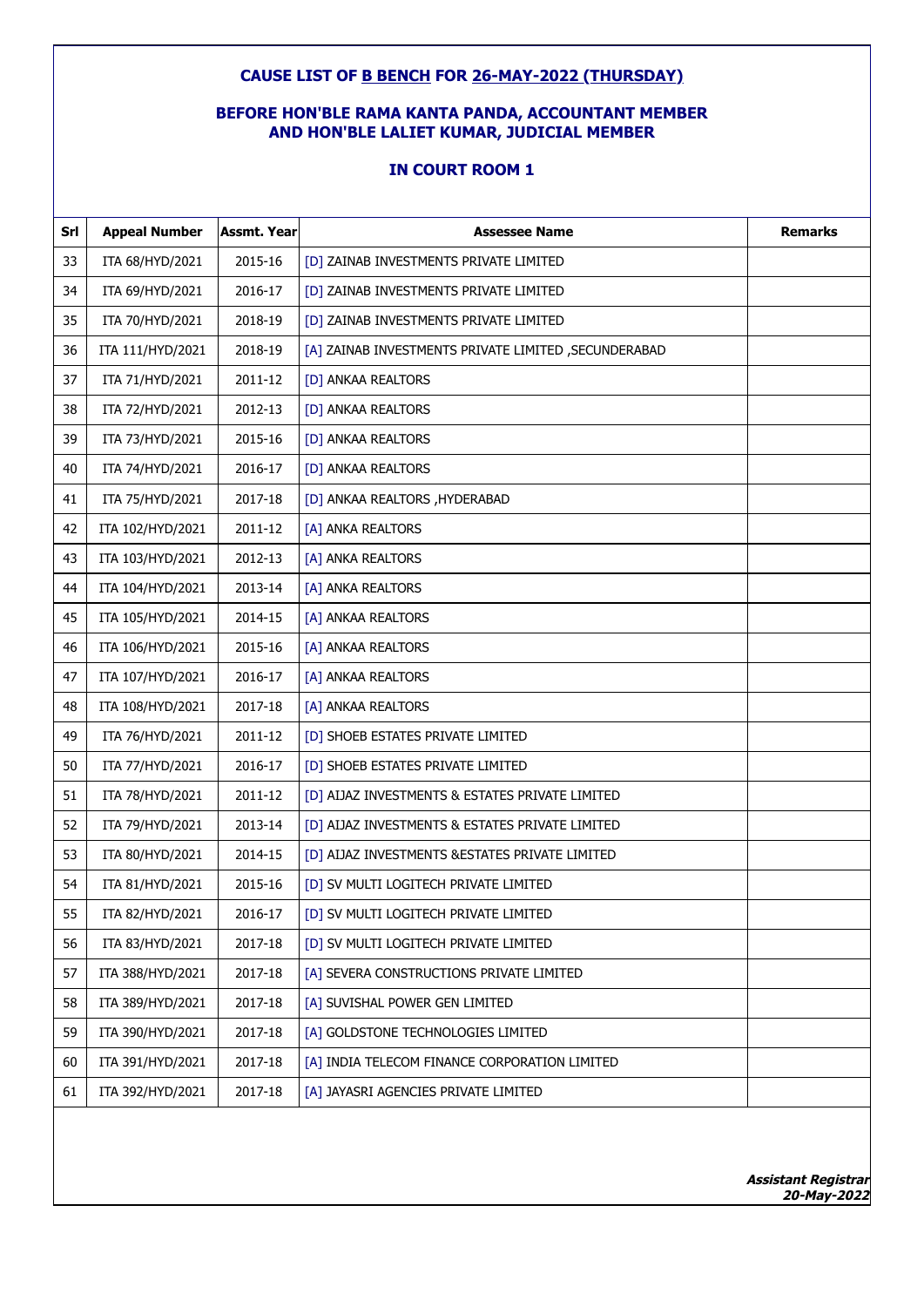### CAUSE LIST OF B BENCH FOR 26-MAY-2022 (THURSDAY)

### BEFORE HON'BLE RAMA KANTA PANDA, ACCOUNTANT MEMBER AND HON'BLE LALIET KUMAR, JUDICIAL MEMBER

### IN COURT ROOM 1

| Srl | Appeal Number | Assmt. Year | Assessee Name | Remarks |
|---|---|---|---|---|
| 33 | ITA 68/HYD/2021 | 2015-16 | [D] ZAINAB INVESTMENTS PRIVATE LIMITED | |
| 34 | ITA 69/HYD/2021 | 2016-17 | [D] ZAINAB INVESTMENTS PRIVATE LIMITED | |
| 35 | ITA 70/HYD/2021 | 2018-19 | [D] ZAINAB INVESTMENTS PRIVATE LIMITED | |
| 36 | ITA 111/HYD/2021 | 2018-19 | [A] ZAINAB INVESTMENTS PRIVATE LIMITED ,SECUNDERABAD | |
| 37 | ITA 71/HYD/2021 | 2011-12 | [D] ANKAA REALTORS | |
| 38 | ITA 72/HYD/2021 | 2012-13 | [D] ANKAA REALTORS | |
| 39 | ITA 73/HYD/2021 | 2015-16 | [D] ANKAA REALTORS | |
| 40 | ITA 74/HYD/2021 | 2016-17 | [D] ANKAA REALTORS | |
| 41 | ITA 75/HYD/2021 | 2017-18 | [D] ANKAA REALTORS ,HYDERABAD | |
| 42 | ITA 102/HYD/2021 | 2011-12 | [A] ANKA REALTORS | |
| 43 | ITA 103/HYD/2021 | 2012-13 | [A] ANKA REALTORS | |
| 44 | ITA 104/HYD/2021 | 2013-14 | [A] ANKA REALTORS | |
| 45 | ITA 105/HYD/2021 | 2014-15 | [A] ANKAA REALTORS | |
| 46 | ITA 106/HYD/2021 | 2015-16 | [A] ANKAA REALTORS | |
| 47 | ITA 107/HYD/2021 | 2016-17 | [A] ANKAA REALTORS | |
| 48 | ITA 108/HYD/2021 | 2017-18 | [A] ANKAA REALTORS | |
| 49 | ITA 76/HYD/2021 | 2011-12 | [D] SHOEB ESTATES PRIVATE LIMITED | |
| 50 | ITA 77/HYD/2021 | 2016-17 | [D] SHOEB ESTATES PRIVATE LIMITED | |
| 51 | ITA 78/HYD/2021 | 2011-12 | [D] AIJAZ INVESTMENTS & ESTATES PRIVATE LIMITED | |
| 52 | ITA 79/HYD/2021 | 2013-14 | [D] AIJAZ INVESTMENTS & ESTATES PRIVATE LIMITED | |
| 53 | ITA 80/HYD/2021 | 2014-15 | [D] AIJAZ INVESTMENTS &ESTATES PRIVATE LIMITED | |
| 54 | ITA 81/HYD/2021 | 2015-16 | [D] SV MULTI LOGITECH PRIVATE LIMITED | |
| 55 | ITA 82/HYD/2021 | 2016-17 | [D] SV MULTI LOGITECH PRIVATE LIMITED | |
| 56 | ITA 83/HYD/2021 | 2017-18 | [D] SV MULTI LOGITECH PRIVATE LIMITED | |
| 57 | ITA 388/HYD/2021 | 2017-18 | [A] SEVERA CONSTRUCTIONS PRIVATE LIMITED | |
| 58 | ITA 389/HYD/2021 | 2017-18 | [A] SUVISHAL POWER GEN LIMITED | |
| 59 | ITA 390/HYD/2021 | 2017-18 | [A] GOLDSTONE TECHNOLOGIES LIMITED | |
| 60 | ITA 391/HYD/2021 | 2017-18 | [A] INDIA TELECOM FINANCE CORPORATION LIMITED | |
| 61 | ITA 392/HYD/2021 | 2017-18 | [A] JAYASRI AGENCIES PRIVATE LIMITED | |

***Assistant Registrar***
***20-May-2022***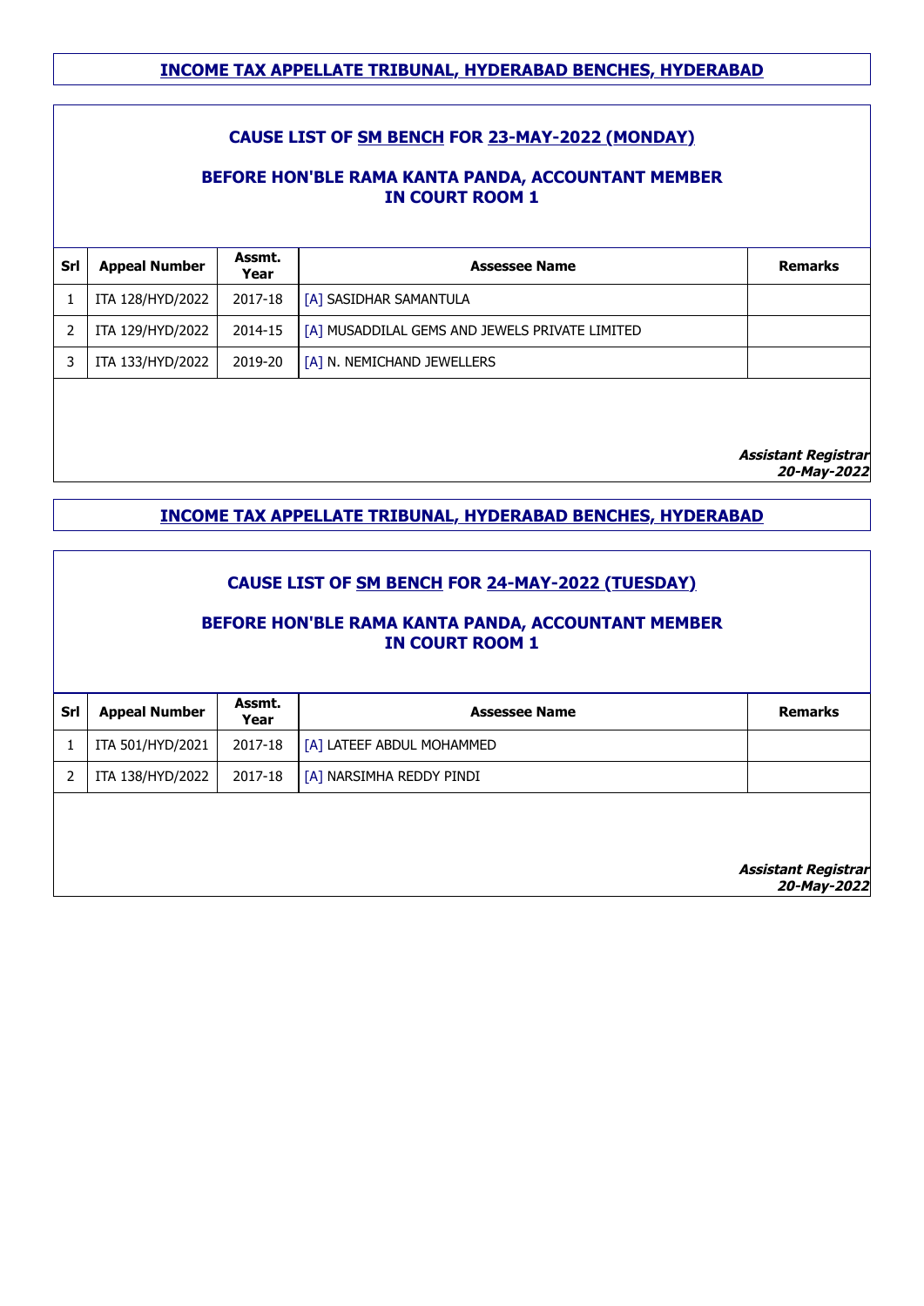## INCOME TAX APPELLATE TRIBUNAL, HYDERABAD BENCHES, HYDERABAD

### CAUSE LIST OF SM BENCH FOR 23-MAY-2022 (MONDAY)

### BEFORE HON'BLE RAMA KANTA PANDA, ACCOUNTANT MEMBER
### IN COURT ROOM 1

| Srl | Appeal Number | Assmt. Year | Assessee Name | Remarks |
|---|---|---|---|---|
| 1 | ITA 128/HYD/2022 | 2017-18 | [A] SASIDHAR SAMANTULA | |
| 2 | ITA 129/HYD/2022 | 2014-15 | [A] MUSADDILAL GEMS AND JEWELS PRIVATE LIMITED | |
| 3 | ITA 133/HYD/2022 | 2019-20 | [A] N. NEMICHAND JEWELLERS | |

***Assistant Registrar***
***20-May-2022***

## INCOME TAX APPELLATE TRIBUNAL, HYDERABAD BENCHES, HYDERABAD

### CAUSE LIST OF SM BENCH FOR 24-MAY-2022 (TUESDAY)

### BEFORE HON'BLE RAMA KANTA PANDA, ACCOUNTANT MEMBER
### IN COURT ROOM 1

| Srl | Appeal Number | Assmt. Year | Assessee Name | Remarks |
|---|---|---|---|---|
| 1 | ITA 501/HYD/2021 | 2017-18 | [A] LATEEF ABDUL MOHAMMED | |
| 2 | ITA 138/HYD/2022 | 2017-18 | [A] NARSIMHA REDDY PINDI | |

***Assistant Registrar***
***20-May-2022***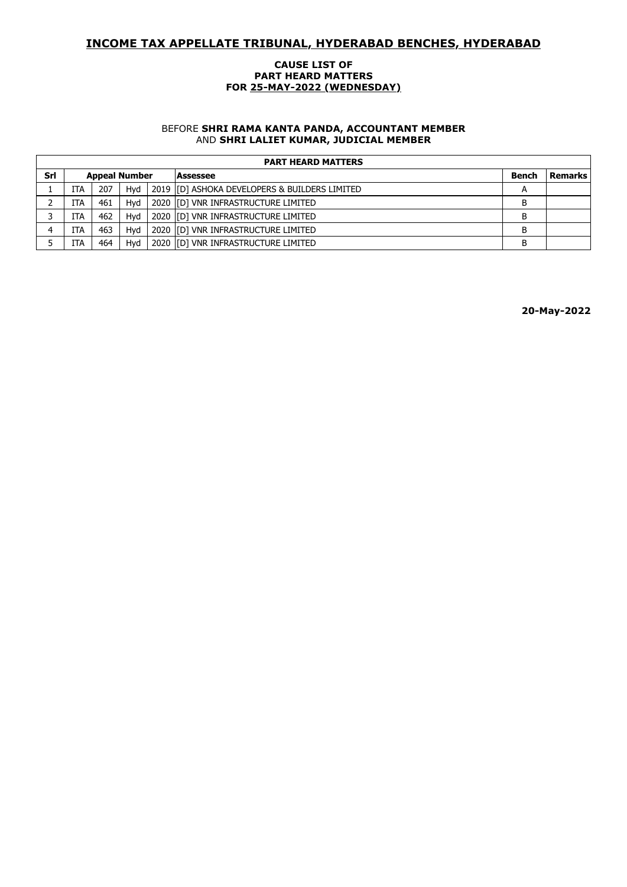# INCOME TAX APPELLATE TRIBUNAL, HYDERABAD BENCHES, HYDERABAD

**CAUSE LIST OF**
**PART HEARD MATTERS**
**FOR 25-MAY-2022 (WEDNESDAY)**

BEFORE **SHRI RAMA KANTA PANDA, ACCOUNTANT MEMBER** AND **SHRI LALIET KUMAR, JUDICIAL MEMBER**

| PART HEARD MATTERS | | | | | | | |
|---|---|---|---|---|---|---|---|
| **Srl** | **Appeal Number** | | | | **Assessee** | **Bench** | **Remarks** |
| 1 | ITA | 207 | Hyd | 2019 | [D] ASHOKA DEVELOPERS & BUILDERS LIMITED | A | |
| 2 | ITA | 461 | Hyd | 2020 | [D] VNR INFRASTRUCTURE LIMITED | B | |
| 3 | ITA | 462 | Hyd | 2020 | [D] VNR INFRASTRUCTURE LIMITED | B | |
| 4 | ITA | 463 | Hyd | 2020 | [D] VNR INFRASTRUCTURE LIMITED | B | |
| 5 | ITA | 464 | Hyd | 2020 | [D] VNR INFRASTRUCTURE LIMITED | B | |

**20-May-2022**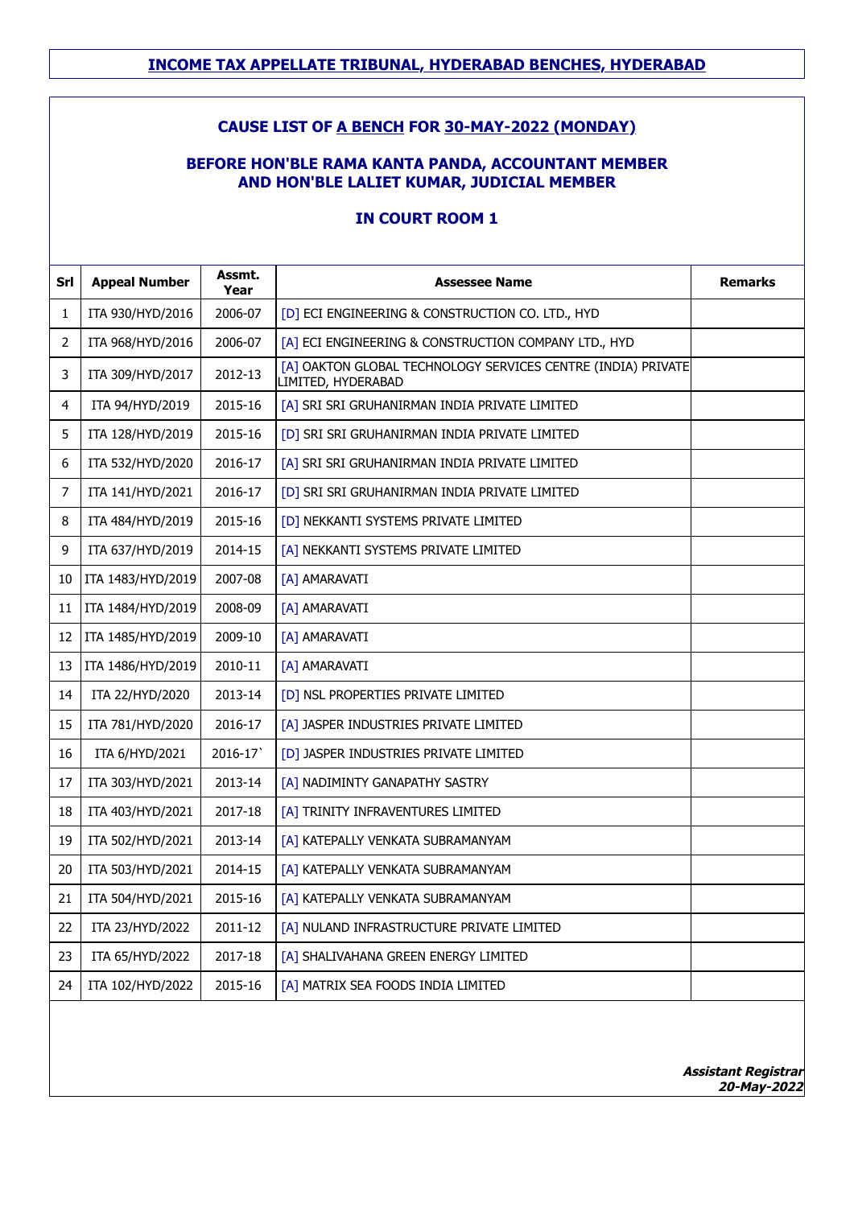**INCOME TAX APPELLATE TRIBUNAL, HYDERABAD BENCHES, HYDERABAD**

## CAUSE LIST OF A BENCH FOR 30-MAY-2022 (MONDAY)

### BEFORE HON'BLE RAMA KANTA PANDA, ACCOUNTANT MEMBER AND HON'BLE LALIET KUMAR, JUDICIAL MEMBER

### IN COURT ROOM 1

| Srl | Appeal Number | Assmt. Year | Assessee Name | Remarks |
|---|---|---|---|---|
| 1 | ITA 930/HYD/2016 | 2006-07 | [D] ECI ENGINEERING & CONSTRUCTION CO. LTD., HYD | |
| 2 | ITA 968/HYD/2016 | 2006-07 | [A] ECI ENGINEERING & CONSTRUCTION COMPANY LTD., HYD | |
| 3 | ITA 309/HYD/2017 | 2012-13 | [A] OAKTON GLOBAL TECHNOLOGY SERVICES CENTRE (INDIA) PRIVATE LIMITED, HYDERABAD | |
| 4 | ITA 94/HYD/2019 | 2015-16 | [A] SRI SRI GRUHANIRMAN INDIA PRIVATE LIMITED | |
| 5 | ITA 128/HYD/2019 | 2015-16 | [D] SRI SRI GRUHANIRMAN INDIA PRIVATE LIMITED | |
| 6 | ITA 532/HYD/2020 | 2016-17 | [A] SRI SRI GRUHANIRMAN INDIA PRIVATE LIMITED | |
| 7 | ITA 141/HYD/2021 | 2016-17 | [D] SRI SRI GRUHANIRMAN INDIA PRIVATE LIMITED | |
| 8 | ITA 484/HYD/2019 | 2015-16 | [D] NEKKANTI SYSTEMS PRIVATE LIMITED | |
| 9 | ITA 637/HYD/2019 | 2014-15 | [A] NEKKANTI SYSTEMS PRIVATE LIMITED | |
| 10 | ITA 1483/HYD/2019 | 2007-08 | [A] AMARAVATI | |
| 11 | ITA 1484/HYD/2019 | 2008-09 | [A] AMARAVATI | |
| 12 | ITA 1485/HYD/2019 | 2009-10 | [A] AMARAVATI | |
| 13 | ITA 1486/HYD/2019 | 2010-11 | [A] AMARAVATI | |
| 14 | ITA 22/HYD/2020 | 2013-14 | [D] NSL PROPERTIES PRIVATE LIMITED | |
| 15 | ITA 781/HYD/2020 | 2016-17 | [A] JASPER INDUSTRIES PRIVATE LIMITED | |
| 16 | ITA 6/HYD/2021 | 2016-17` | [D] JASPER INDUSTRIES PRIVATE LIMITED | |
| 17 | ITA 303/HYD/2021 | 2013-14 | [A] NADIMINTY GANAPATHY SASTRY | |
| 18 | ITA 403/HYD/2021 | 2017-18 | [A] TRINITY INFRAVENTURES LIMITED | |
| 19 | ITA 502/HYD/2021 | 2013-14 | [A] KATEPALLY VENKATA SUBRAMANYAM | |
| 20 | ITA 503/HYD/2021 | 2014-15 | [A] KATEPALLY VENKATA SUBRAMANYAM | |
| 21 | ITA 504/HYD/2021 | 2015-16 | [A] KATEPALLY VENKATA SUBRAMANYAM | |
| 22 | ITA 23/HYD/2022 | 2011-12 | [A] NULAND INFRASTRUCTURE PRIVATE LIMITED | |
| 23 | ITA 65/HYD/2022 | 2017-18 | [A] SHALIVAHANA GREEN ENERGY LIMITED | |
| 24 | ITA 102/HYD/2022 | 2015-16 | [A] MATRIX SEA FOODS INDIA LIMITED | |

***Assistant Registrar***
***20-May-2022***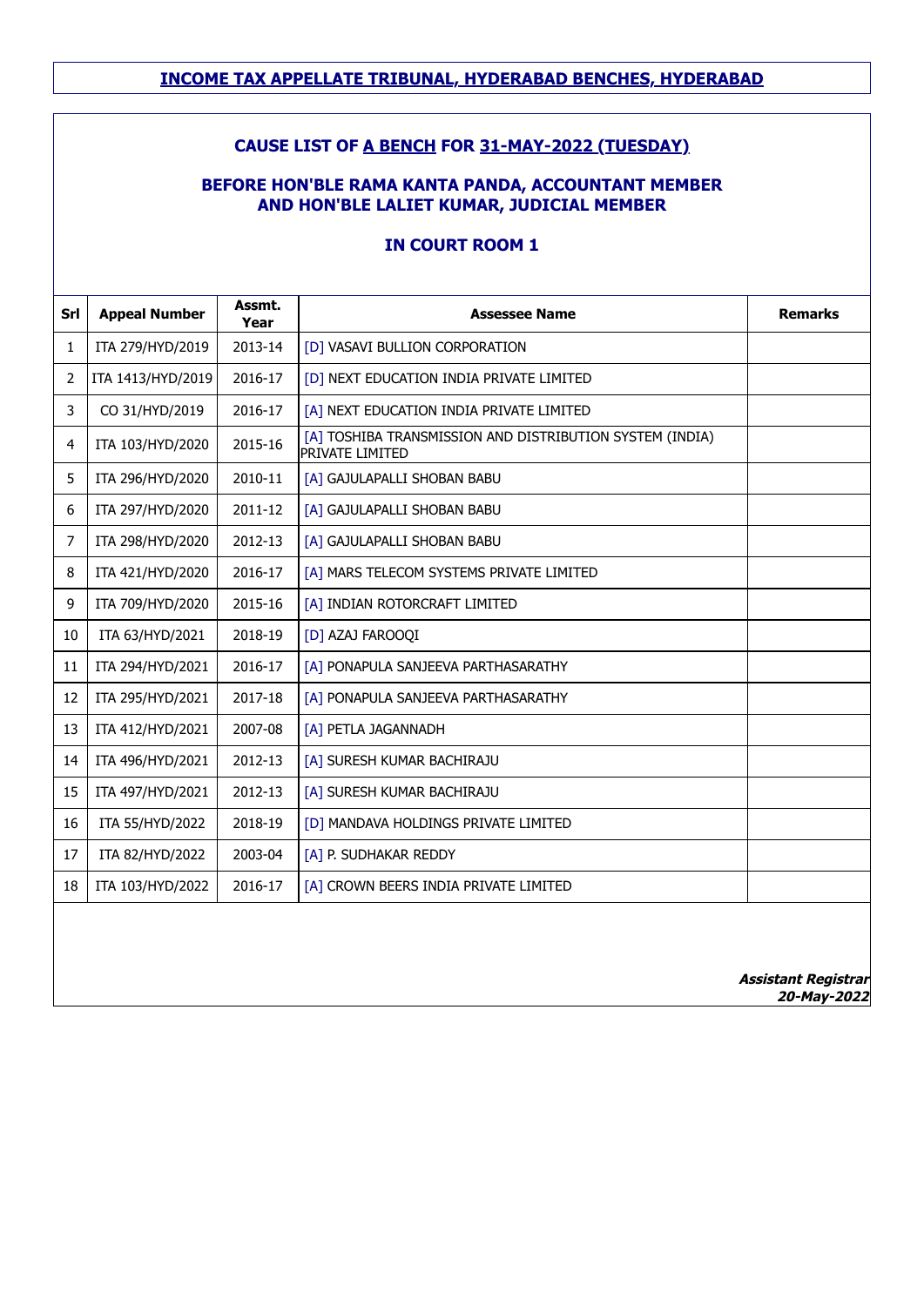**INCOME TAX APPELLATE TRIBUNAL, HYDERABAD BENCHES, HYDERABAD**

**CAUSE LIST OF A BENCH FOR 31-MAY-2022 (TUESDAY)**

**BEFORE HON'BLE RAMA KANTA PANDA, ACCOUNTANT MEMBER AND HON'BLE LALIET KUMAR, JUDICIAL MEMBER**

**IN COURT ROOM 1**

| Srl | Appeal Number | Assmt. Year | Assessee Name | Remarks |
|---|---|---|---|---|
| 1 | ITA 279/HYD/2019 | 2013-14 | [D] VASAVI BULLION CORPORATION | |
| 2 | ITA 1413/HYD/2019 | 2016-17 | [D] NEXT EDUCATION INDIA PRIVATE LIMITED | |
| 3 | CO 31/HYD/2019 | 2016-17 | [A] NEXT EDUCATION INDIA PRIVATE LIMITED | |
| 4 | ITA 103/HYD/2020 | 2015-16 | [A] TOSHIBA TRANSMISSION AND DISTRIBUTION SYSTEM (INDIA) PRIVATE LIMITED | |
| 5 | ITA 296/HYD/2020 | 2010-11 | [A] GAJULAPALLI SHOBAN BABU | |
| 6 | ITA 297/HYD/2020 | 2011-12 | [A] GAJULAPALLI SHOBAN BABU | |
| 7 | ITA 298/HYD/2020 | 2012-13 | [A] GAJULAPALLI SHOBAN BABU | |
| 8 | ITA 421/HYD/2020 | 2016-17 | [A] MARS TELECOM SYSTEMS PRIVATE LIMITED | |
| 9 | ITA 709/HYD/2020 | 2015-16 | [A] INDIAN ROTORCRAFT LIMITED | |
| 10 | ITA 63/HYD/2021 | 2018-19 | [D] AZAJ FAROOQI | |
| 11 | ITA 294/HYD/2021 | 2016-17 | [A] PONAPULA SANJEEVA PARTHASARATHY | |
| 12 | ITA 295/HYD/2021 | 2017-18 | [A] PONAPULA SANJEEVA PARTHASARATHY | |
| 13 | ITA 412/HYD/2021 | 2007-08 | [A] PETLA JAGANNADH | |
| 14 | ITA 496/HYD/2021 | 2012-13 | [A] SURESH KUMAR BACHIRAJU | |
| 15 | ITA 497/HYD/2021 | 2012-13 | [A] SURESH KUMAR BACHIRAJU | |
| 16 | ITA 55/HYD/2022 | 2018-19 | [D] MANDAVA HOLDINGS PRIVATE LIMITED | |
| 17 | ITA 82/HYD/2022 | 2003-04 | [A] P. SUDHAKAR REDDY | |
| 18 | ITA 103/HYD/2022 | 2016-17 | [A] CROWN BEERS INDIA PRIVATE LIMITED | |

***Assistant Registrar***
***20-May-2022***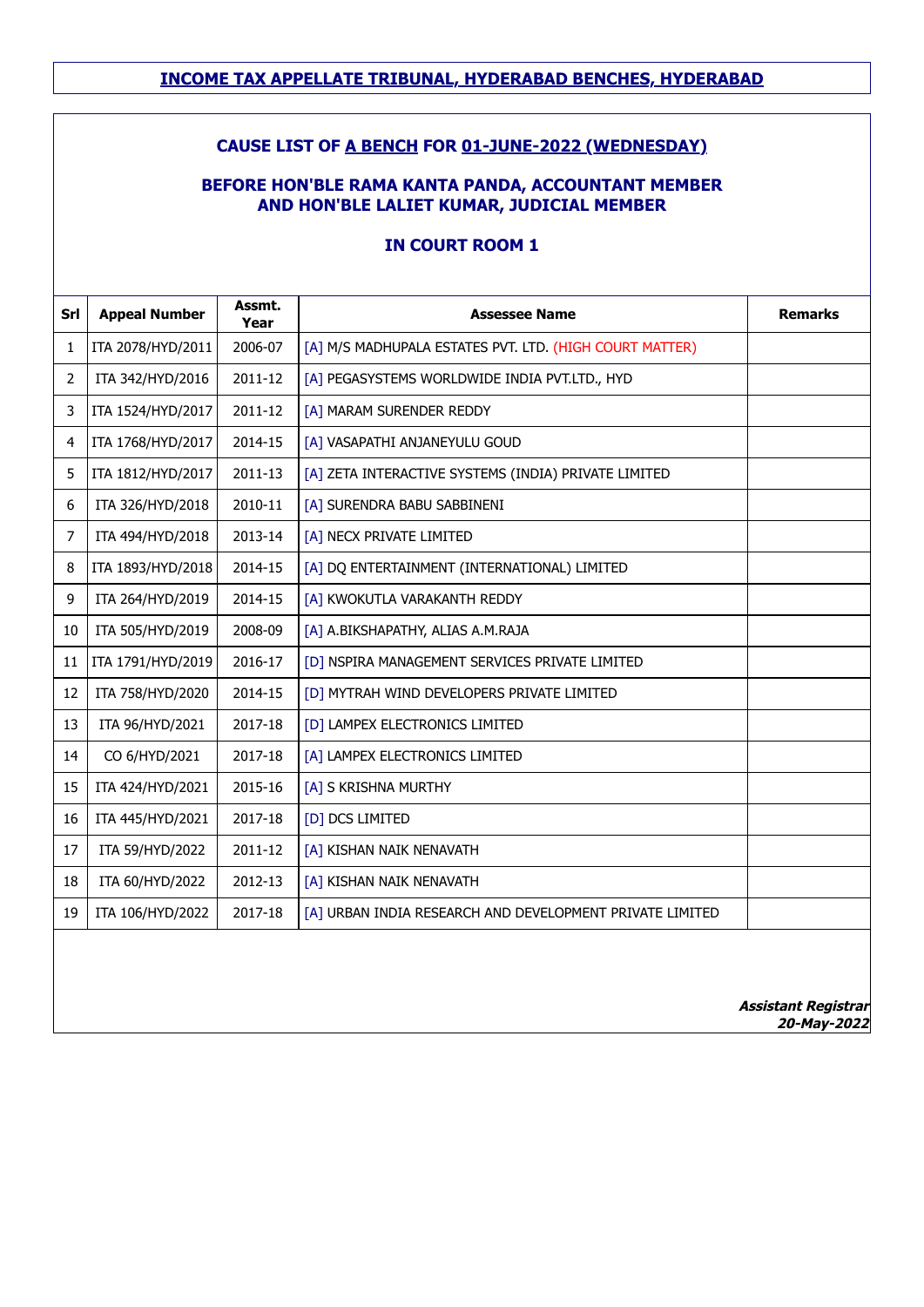## INCOME TAX APPELLATE TRIBUNAL, HYDERABAD BENCHES, HYDERABAD

### CAUSE LIST OF A BENCH FOR 01-JUNE-2022 (WEDNESDAY)

### BEFORE HON'BLE RAMA KANTA PANDA, ACCOUNTANT MEMBER AND HON'BLE LALIET KUMAR, JUDICIAL MEMBER

### IN COURT ROOM 1

| Srl | Appeal Number | Assmt. Year | Assessee Name | Remarks |
|---|---|---|---|---|
| 1 | ITA 2078/HYD/2011 | 2006-07 | [A] M/S MADHUPALA ESTATES PVT. LTD. (HIGH COURT MATTER) | |
| 2 | ITA 342/HYD/2016 | 2011-12 | [A] PEGASYSTEMS WORLDWIDE INDIA PVT.LTD., HYD | |
| 3 | ITA 1524/HYD/2017 | 2011-12 | [A] MARAM SURENDER REDDY | |
| 4 | ITA 1768/HYD/2017 | 2014-15 | [A] VASAPATHI ANJANEYULU GOUD | |
| 5 | ITA 1812/HYD/2017 | 2011-13 | [A] ZETA INTERACTIVE SYSTEMS (INDIA) PRIVATE LIMITED | |
| 6 | ITA 326/HYD/2018 | 2010-11 | [A] SURENDRA BABU SABBINENI | |
| 7 | ITA 494/HYD/2018 | 2013-14 | [A] NECX PRIVATE LIMITED | |
| 8 | ITA 1893/HYD/2018 | 2014-15 | [A] DQ ENTERTAINMENT (INTERNATIONAL) LIMITED | |
| 9 | ITA 264/HYD/2019 | 2014-15 | [A] KWOKUTLA VARAKANTH REDDY | |
| 10 | ITA 505/HYD/2019 | 2008-09 | [A] A.BIKSHAPATHY, ALIAS A.M.RAJA | |
| 11 | ITA 1791/HYD/2019 | 2016-17 | [D] NSPIRA MANAGEMENT SERVICES PRIVATE LIMITED | |
| 12 | ITA 758/HYD/2020 | 2014-15 | [D] MYTRAH WIND DEVELOPERS PRIVATE LIMITED | |
| 13 | ITA 96/HYD/2021 | 2017-18 | [D] LAMPEX ELECTRONICS LIMITED | |
| 14 | CO 6/HYD/2021 | 2017-18 | [A] LAMPEX ELECTRONICS LIMITED | |
| 15 | ITA 424/HYD/2021 | 2015-16 | [A] S KRISHNA MURTHY | |
| 16 | ITA 445/HYD/2021 | 2017-18 | [D] DCS LIMITED | |
| 17 | ITA 59/HYD/2022 | 2011-12 | [A] KISHAN NAIK NENAVATH | |
| 18 | ITA 60/HYD/2022 | 2012-13 | [A] KISHAN NAIK NENAVATH | |
| 19 | ITA 106/HYD/2022 | 2017-18 | [A] URBAN INDIA RESEARCH AND DEVELOPMENT PRIVATE LIMITED | |

***Assistant Registrar***
***20-May-2022***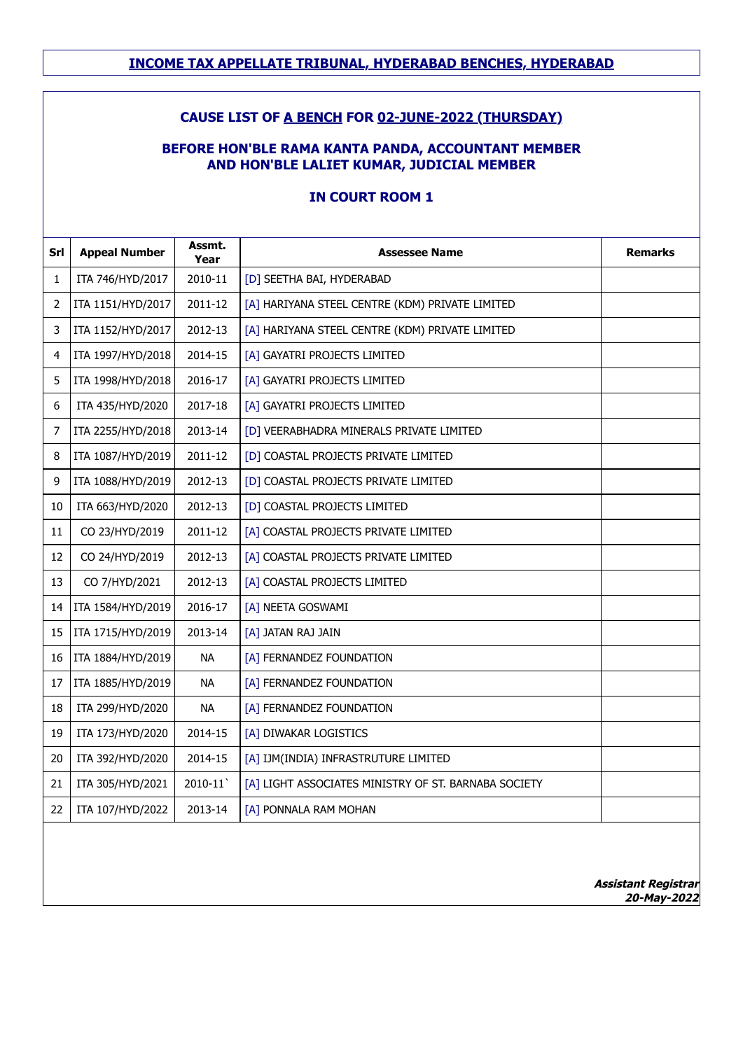## INCOME TAX APPELLATE TRIBUNAL, HYDERABAD BENCHES, HYDERABAD

### CAUSE LIST OF A BENCH FOR 02-JUNE-2022 (THURSDAY)

### BEFORE HON'BLE RAMA KANTA PANDA, ACCOUNTANT MEMBER AND HON'BLE LALIET KUMAR, JUDICIAL MEMBER

### IN COURT ROOM 1

| Srl | Appeal Number | Assmt. Year | Assessee Name | Remarks |
|---|---|---|---|---|
| 1 | ITA 746/HYD/2017 | 2010-11 | [D] SEETHA BAI, HYDERABAD | |
| 2 | ITA 1151/HYD/2017 | 2011-12 | [A] HARIYANA STEEL CENTRE (KDM) PRIVATE LIMITED | |
| 3 | ITA 1152/HYD/2017 | 2012-13 | [A] HARIYANA STEEL CENTRE (KDM) PRIVATE LIMITED | |
| 4 | ITA 1997/HYD/2018 | 2014-15 | [A] GAYATRI PROJECTS LIMITED | |
| 5 | ITA 1998/HYD/2018 | 2016-17 | [A] GAYATRI PROJECTS LIMITED | |
| 6 | ITA 435/HYD/2020 | 2017-18 | [A] GAYATRI PROJECTS LIMITED | |
| 7 | ITA 2255/HYD/2018 | 2013-14 | [D] VEERABHADRA MINERALS PRIVATE LIMITED | |
| 8 | ITA 1087/HYD/2019 | 2011-12 | [D] COASTAL PROJECTS PRIVATE LIMITED | |
| 9 | ITA 1088/HYD/2019 | 2012-13 | [D] COASTAL PROJECTS PRIVATE LIMITED | |
| 10 | ITA 663/HYD/2020 | 2012-13 | [D] COASTAL PROJECTS LIMITED | |
| 11 | CO 23/HYD/2019 | 2011-12 | [A] COASTAL PROJECTS PRIVATE LIMITED | |
| 12 | CO 24/HYD/2019 | 2012-13 | [A] COASTAL PROJECTS PRIVATE LIMITED | |
| 13 | CO 7/HYD/2021 | 2012-13 | [A] COASTAL PROJECTS LIMITED | |
| 14 | ITA 1584/HYD/2019 | 2016-17 | [A] NEETA GOSWAMI | |
| 15 | ITA 1715/HYD/2019 | 2013-14 | [A] JATAN RAJ JAIN | |
| 16 | ITA 1884/HYD/2019 | NA | [A] FERNANDEZ FOUNDATION | |
| 17 | ITA 1885/HYD/2019 | NA | [A] FERNANDEZ FOUNDATION | |
| 18 | ITA 299/HYD/2020 | NA | [A] FERNANDEZ FOUNDATION | |
| 19 | ITA 173/HYD/2020 | 2014-15 | [A] DIWAKAR LOGISTICS | |
| 20 | ITA 392/HYD/2020 | 2014-15 | [A] IJM(INDIA) INFRASTRUTURE LIMITED | |
| 21 | ITA 305/HYD/2021 | 2010-11` | [A] LIGHT ASSOCIATES MINISTRY OF ST. BARNABA SOCIETY | |
| 22 | ITA 107/HYD/2022 | 2013-14 | [A] PONNALA RAM MOHAN | |

***Assistant Registrar***
***20-May-2022***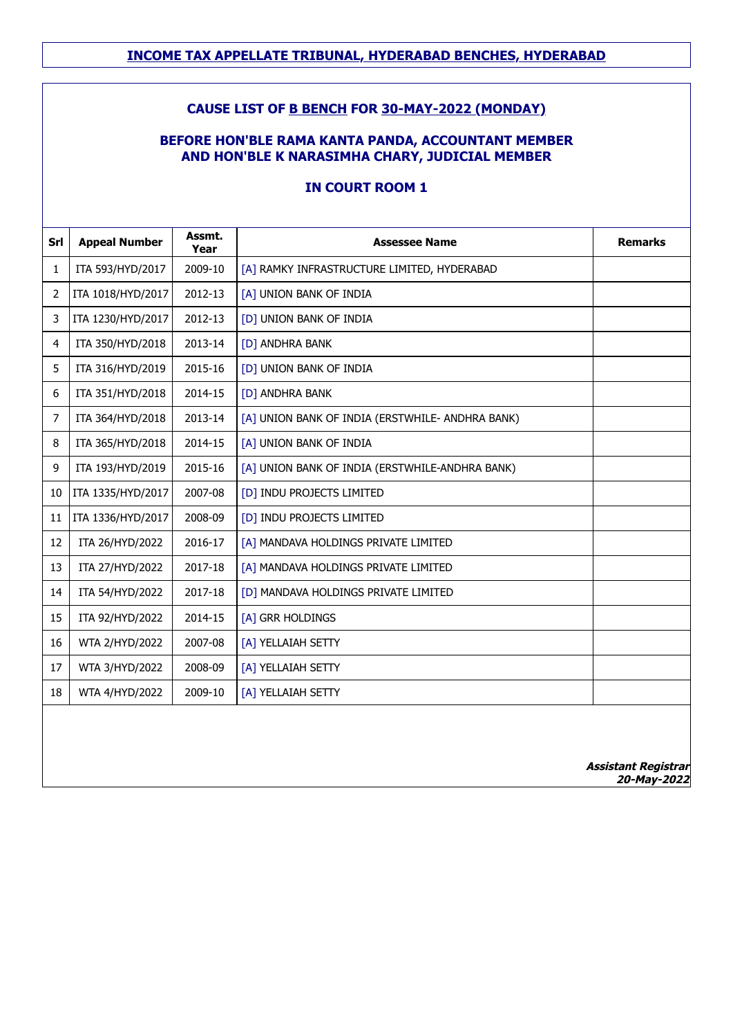## INCOME TAX APPELLATE TRIBUNAL, HYDERABAD BENCHES, HYDERABAD

### CAUSE LIST OF B BENCH FOR 30-MAY-2022 (MONDAY)

### BEFORE HON'BLE RAMA KANTA PANDA, ACCOUNTANT MEMBER AND HON'BLE K NARASIMHA CHARY, JUDICIAL MEMBER

### IN COURT ROOM 1

| Srl | Appeal Number | Assmt. Year | Assessee Name | Remarks |
|---|---|---|---|---|
| 1 | ITA 593/HYD/2017 | 2009-10 | [A] RAMKY INFRASTRUCTURE LIMITED, HYDERABAD | |
| 2 | ITA 1018/HYD/2017 | 2012-13 | [A] UNION BANK OF INDIA | |
| 3 | ITA 1230/HYD/2017 | 2012-13 | [D] UNION BANK OF INDIA | |
| 4 | ITA 350/HYD/2018 | 2013-14 | [D] ANDHRA BANK | |
| 5 | ITA 316/HYD/2019 | 2015-16 | [D] UNION BANK OF INDIA | |
| 6 | ITA 351/HYD/2018 | 2014-15 | [D] ANDHRA BANK | |
| 7 | ITA 364/HYD/2018 | 2013-14 | [A] UNION BANK OF INDIA (ERSTWHILE- ANDHRA BANK) | |
| 8 | ITA 365/HYD/2018 | 2014-15 | [A] UNION BANK OF INDIA | |
| 9 | ITA 193/HYD/2019 | 2015-16 | [A] UNION BANK OF INDIA (ERSTWHILE-ANDHRA BANK) | |
| 10 | ITA 1335/HYD/2017 | 2007-08 | [D] INDU PROJECTS LIMITED | |
| 11 | ITA 1336/HYD/2017 | 2008-09 | [D] INDU PROJECTS LIMITED | |
| 12 | ITA 26/HYD/2022 | 2016-17 | [A] MANDAVA HOLDINGS PRIVATE LIMITED | |
| 13 | ITA 27/HYD/2022 | 2017-18 | [A] MANDAVA HOLDINGS PRIVATE LIMITED | |
| 14 | ITA 54/HYD/2022 | 2017-18 | [D] MANDAVA HOLDINGS PRIVATE LIMITED | |
| 15 | ITA 92/HYD/2022 | 2014-15 | [A] GRR HOLDINGS | |
| 16 | WTA 2/HYD/2022 | 2007-08 | [A] YELLAIAH SETTY | |
| 17 | WTA 3/HYD/2022 | 2008-09 | [A] YELLAIAH SETTY | |
| 18 | WTA 4/HYD/2022 | 2009-10 | [A] YELLAIAH SETTY | |

***Assistant Registrar***
***20-May-2022***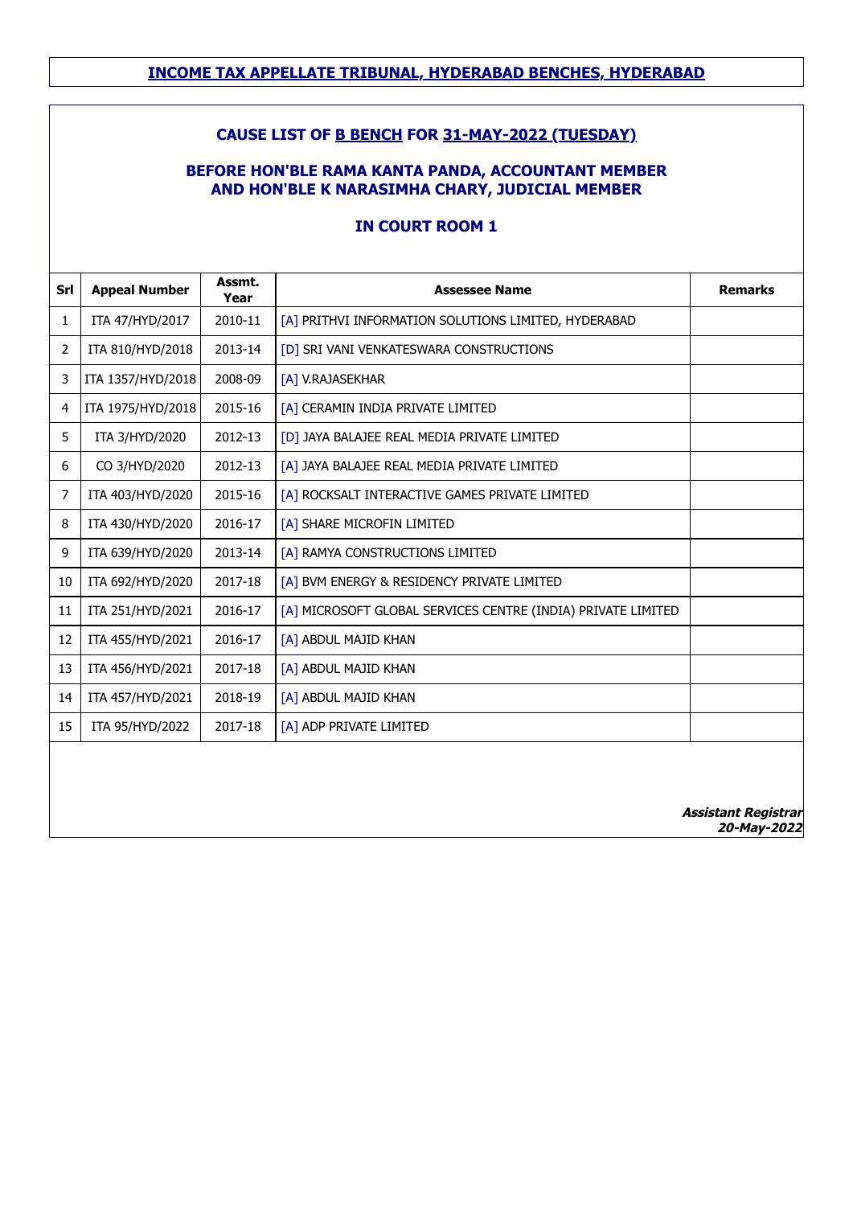## INCOME TAX APPELLATE TRIBUNAL, HYDERABAD BENCHES, HYDERABAD

### CAUSE LIST OF B BENCH FOR 31-MAY-2022 (TUESDAY)

### BEFORE HON'BLE RAMA KANTA PANDA, ACCOUNTANT MEMBER AND HON'BLE K NARASIMHA CHARY, JUDICIAL MEMBER

### IN COURT ROOM 1

| Srl | Appeal Number | Assmt. Year | Assessee Name | Remarks |
|---|---|---|---|---|
| 1 | ITA 47/HYD/2017 | 2010-11 | [A] PRITHVI INFORMATION SOLUTIONS LIMITED, HYDERABAD | |
| 2 | ITA 810/HYD/2018 | 2013-14 | [D] SRI VANI VENKATESWARA CONSTRUCTIONS | |
| 3 | ITA 1357/HYD/2018 | 2008-09 | [A] V.RAJASEKHAR | |
| 4 | ITA 1975/HYD/2018 | 2015-16 | [A] CERAMIN INDIA PRIVATE LIMITED | |
| 5 | ITA 3/HYD/2020 | 2012-13 | [D] JAYA BALAJEE REAL MEDIA PRIVATE LIMITED | |
| 6 | CO 3/HYD/2020 | 2012-13 | [A] JAYA BALAJEE REAL MEDIA PRIVATE LIMITED | |
| 7 | ITA 403/HYD/2020 | 2015-16 | [A] ROCKSALT INTERACTIVE GAMES PRIVATE LIMITED | |
| 8 | ITA 430/HYD/2020 | 2016-17 | [A] SHARE MICROFIN LIMITED | |
| 9 | ITA 639/HYD/2020 | 2013-14 | [A] RAMYA CONSTRUCTIONS LIMITED | |
| 10 | ITA 692/HYD/2020 | 2017-18 | [A] BVM ENERGY & RESIDENCY PRIVATE LIMITED | |
| 11 | ITA 251/HYD/2021 | 2016-17 | [A] MICROSOFT GLOBAL SERVICES CENTRE (INDIA) PRIVATE LIMITED | |
| 12 | ITA 455/HYD/2021 | 2016-17 | [A] ABDUL MAJID KHAN | |
| 13 | ITA 456/HYD/2021 | 2017-18 | [A] ABDUL MAJID KHAN | |
| 14 | ITA 457/HYD/2021 | 2018-19 | [A] ABDUL MAJID KHAN | |
| 15 | ITA 95/HYD/2022 | 2017-18 | [A] ADP PRIVATE LIMITED | |

***Assistant Registrar***
***20-May-2022***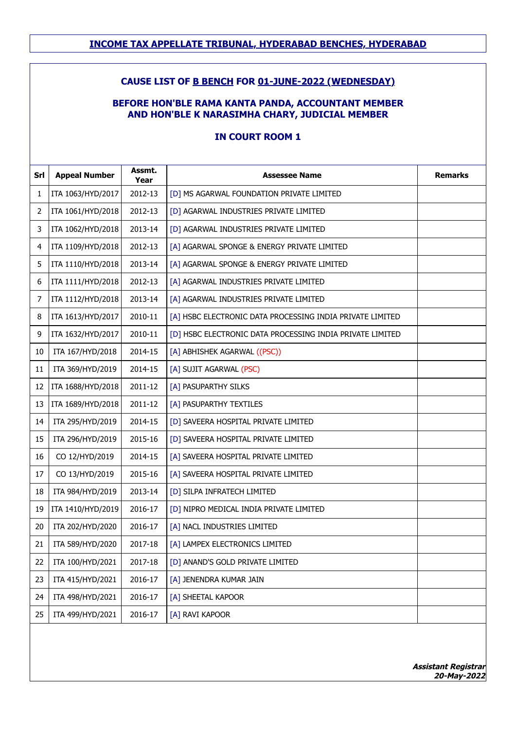# INCOME TAX APPELLATE TRIBUNAL, HYDERABAD BENCHES, HYDERABAD

## CAUSE LIST OF B BENCH FOR 01-JUNE-2022 (WEDNESDAY)

### BEFORE HON'BLE RAMA KANTA PANDA, ACCOUNTANT MEMBER AND HON'BLE K NARASIMHA CHARY, JUDICIAL MEMBER

### IN COURT ROOM 1

| Srl | Appeal Number | Assmt. Year | Assessee Name | Remarks |
|---|---|---|---|---|
| 1 | ITA 1063/HYD/2017 | 2012-13 | [D] MS AGARWAL FOUNDATION PRIVATE LIMITED | |
| 2 | ITA 1061/HYD/2018 | 2012-13 | [D] AGARWAL INDUSTRIES PRIVATE LIMITED | |
| 3 | ITA 1062/HYD/2018 | 2013-14 | [D] AGARWAL INDUSTRIES PRIVATE LIMITED | |
| 4 | ITA 1109/HYD/2018 | 2012-13 | [A] AGARWAL SPONGE & ENERGY PRIVATE LIMITED | |
| 5 | ITA 1110/HYD/2018 | 2013-14 | [A] AGARWAL SPONGE & ENERGY PRIVATE LIMITED | |
| 6 | ITA 1111/HYD/2018 | 2012-13 | [A] AGARWAL INDUSTRIES PRIVATE LIMITED | |
| 7 | ITA 1112/HYD/2018 | 2013-14 | [A] AGARWAL INDUSTRIES PRIVATE LIMITED | |
| 8 | ITA 1613/HYD/2017 | 2010-11 | [A] HSBC ELECTRONIC DATA PROCESSING INDIA PRIVATE LIMITED | |
| 9 | ITA 1632/HYD/2017 | 2010-11 | [D] HSBC ELECTRONIC DATA PROCESSING INDIA PRIVATE LIMITED | |
| 10 | ITA 167/HYD/2018 | 2014-15 | [A] ABHISHEK AGARWAL ((PSC)) | |
| 11 | ITA 369/HYD/2019 | 2014-15 | [A] SUJIT AGARWAL (PSC) | |
| 12 | ITA 1688/HYD/2018 | 2011-12 | [A] PASUPARTHY SILKS | |
| 13 | ITA 1689/HYD/2018 | 2011-12 | [A] PASUPARTHY TEXTILES | |
| 14 | ITA 295/HYD/2019 | 2014-15 | [D] SAVEERA HOSPITAL PRIVATE LIMITED | |
| 15 | ITA 296/HYD/2019 | 2015-16 | [D] SAVEERA HOSPITAL PRIVATE LIMITED | |
| 16 | CO 12/HYD/2019 | 2014-15 | [A] SAVEERA HOSPITAL PRIVATE LIMITED | |
| 17 | CO 13/HYD/2019 | 2015-16 | [A] SAVEERA HOSPITAL PRIVATE LIMITED | |
| 18 | ITA 984/HYD/2019 | 2013-14 | [D] SILPA INFRATECH LIMITED | |
| 19 | ITA 1410/HYD/2019 | 2016-17 | [D] NIPRO MEDICAL INDIA PRIVATE LIMITED | |
| 20 | ITA 202/HYD/2020 | 2016-17 | [A] NACL INDUSTRIES LIMITED | |
| 21 | ITA 589/HYD/2020 | 2017-18 | [A] LAMPEX ELECTRONICS LIMITED | |
| 22 | ITA 100/HYD/2021 | 2017-18 | [D] ANAND'S GOLD PRIVATE LIMITED | |
| 23 | ITA 415/HYD/2021 | 2016-17 | [A] JENENDRA KUMAR JAIN | |
| 24 | ITA 498/HYD/2021 | 2016-17 | [A] SHEETAL KAPOOR | |
| 25 | ITA 499/HYD/2021 | 2016-17 | [A] RAVI KAPOOR | |

***Assistant Registrar***
***20-May-2022***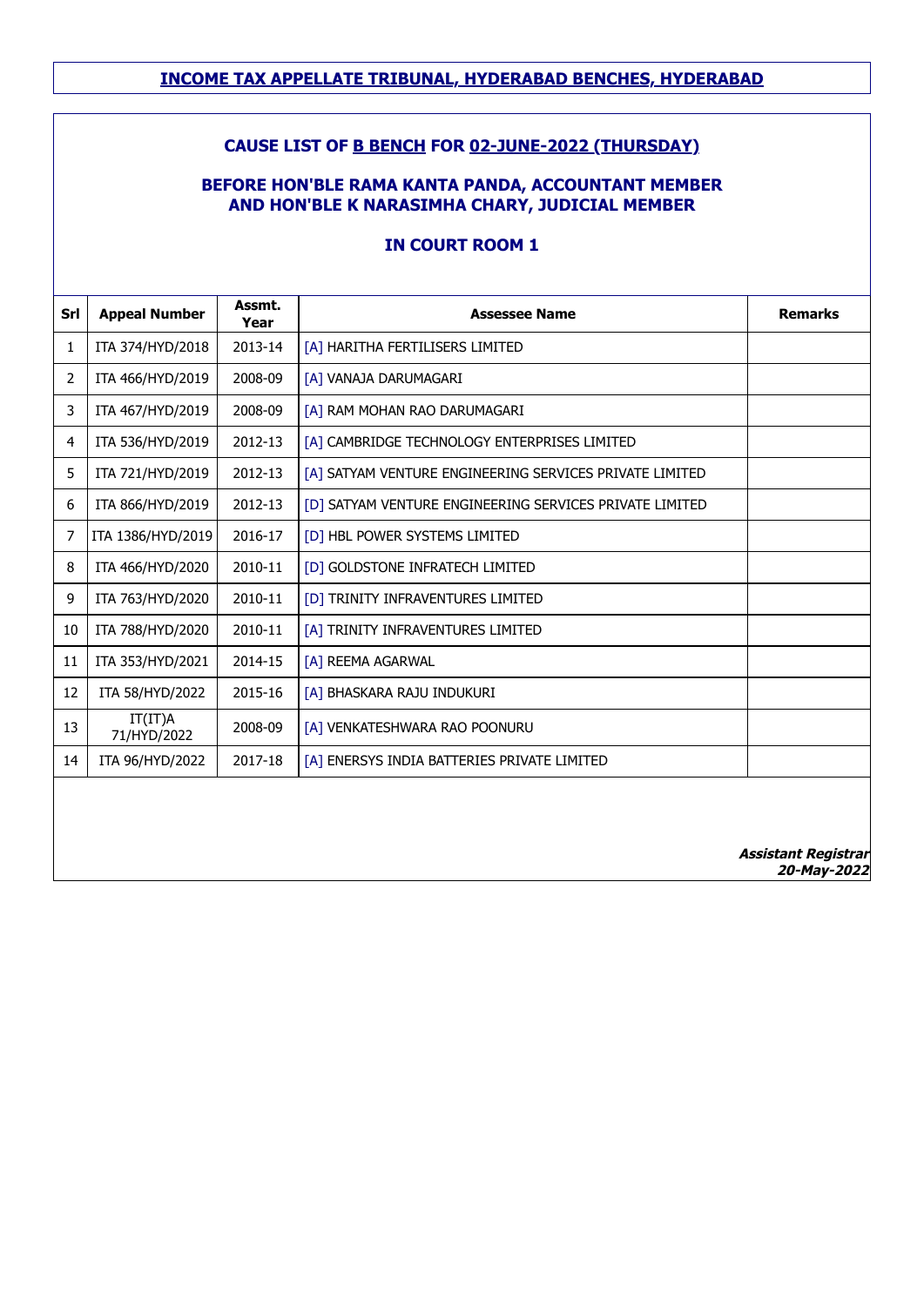## INCOME TAX APPELLATE TRIBUNAL, HYDERABAD BENCHES, HYDERABAD

### CAUSE LIST OF B BENCH FOR 02-JUNE-2022 (THURSDAY)

### BEFORE HON'BLE RAMA KANTA PANDA, ACCOUNTANT MEMBER AND HON'BLE K NARASIMHA CHARY, JUDICIAL MEMBER

### IN COURT ROOM 1

| Srl | Appeal Number | Assmt. Year | Assessee Name | Remarks |
|---|---|---|---|---|
| 1 | ITA 374/HYD/2018 | 2013-14 | [A] HARITHA FERTILISERS LIMITED | |
| 2 | ITA 466/HYD/2019 | 2008-09 | [A] VANAJA DARUMAGARI | |
| 3 | ITA 467/HYD/2019 | 2008-09 | [A] RAM MOHAN RAO DARUMAGARI | |
| 4 | ITA 536/HYD/2019 | 2012-13 | [A] CAMBRIDGE TECHNOLOGY ENTERPRISES LIMITED | |
| 5 | ITA 721/HYD/2019 | 2012-13 | [A] SATYAM VENTURE ENGINEERING SERVICES PRIVATE LIMITED | |
| 6 | ITA 866/HYD/2019 | 2012-13 | [D] SATYAM VENTURE ENGINEERING SERVICES PRIVATE LIMITED | |
| 7 | ITA 1386/HYD/2019 | 2016-17 | [D] HBL POWER SYSTEMS LIMITED | |
| 8 | ITA 466/HYD/2020 | 2010-11 | [D] GOLDSTONE INFRATECH LIMITED | |
| 9 | ITA 763/HYD/2020 | 2010-11 | [D] TRINITY INFRAVENTURES LIMITED | |
| 10 | ITA 788/HYD/2020 | 2010-11 | [A] TRINITY INFRAVENTURES LIMITED | |
| 11 | ITA 353/HYD/2021 | 2014-15 | [A] REEMA AGARWAL | |
| 12 | ITA 58/HYD/2022 | 2015-16 | [A] BHASKARA RAJU INDUKURI | |
| 13 | IT(IT)A 71/HYD/2022 | 2008-09 | [A] VENKATESHWARA RAO POONURU | |
| 14 | ITA 96/HYD/2022 | 2017-18 | [A] ENERSYS INDIA BATTERIES PRIVATE LIMITED | |

***Assistant Registrar***
***20-May-2022***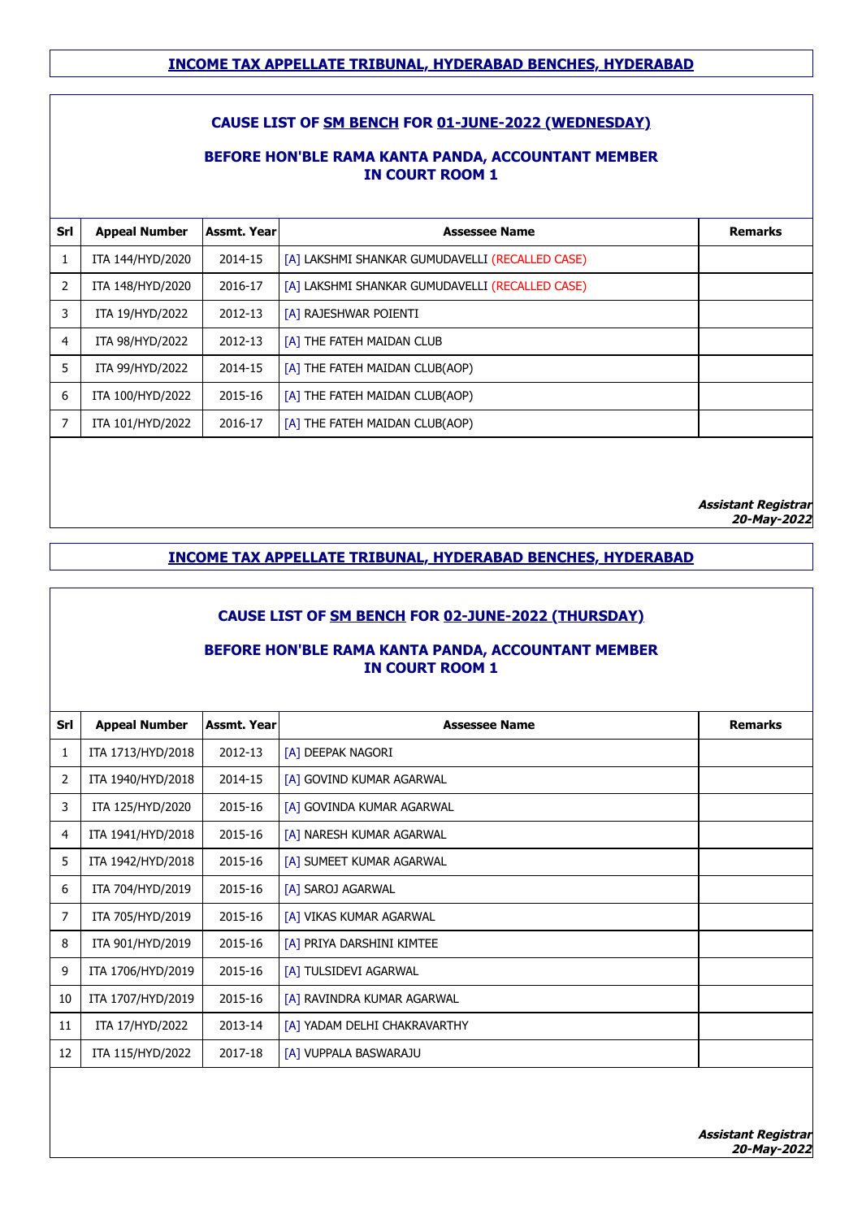## INCOME TAX APPELLATE TRIBUNAL, HYDERABAD BENCHES, HYDERABAD

### CAUSE LIST OF SM BENCH FOR 01-JUNE-2022 (WEDNESDAY)

### BEFORE HON'BLE RAMA KANTA PANDA, ACCOUNTANT MEMBER
### IN COURT ROOM 1

| Srl | Appeal Number | Assmt. Year | Assessee Name | Remarks |
|---|---|---|---|---|
| 1 | ITA 144/HYD/2020 | 2014-15 | [A] LAKSHMI SHANKAR GUMUDAVELLI (RECALLED CASE) | |
| 2 | ITA 148/HYD/2020 | 2016-17 | [A] LAKSHMI SHANKAR GUMUDAVELLI (RECALLED CASE) | |
| 3 | ITA 19/HYD/2022 | 2012-13 | [A] RAJESHWAR POIENTI | |
| 4 | ITA 98/HYD/2022 | 2012-13 | [A] THE FATEH MAIDAN CLUB | |
| 5 | ITA 99/HYD/2022 | 2014-15 | [A] THE FATEH MAIDAN CLUB(AOP) | |
| 6 | ITA 100/HYD/2022 | 2015-16 | [A] THE FATEH MAIDAN CLUB(AOP) | |
| 7 | ITA 101/HYD/2022 | 2016-17 | [A] THE FATEH MAIDAN CLUB(AOP) | |

***Assistant Registrar***
***20-May-2022***

## INCOME TAX APPELLATE TRIBUNAL, HYDERABAD BENCHES, HYDERABAD

### CAUSE LIST OF SM BENCH FOR 02-JUNE-2022 (THURSDAY)

### BEFORE HON'BLE RAMA KANTA PANDA, ACCOUNTANT MEMBER
### IN COURT ROOM 1

| Srl | Appeal Number | Assmt. Year | Assessee Name | Remarks |
|---|---|---|---|---|
| 1 | ITA 1713/HYD/2018 | 2012-13 | [A] DEEPAK NAGORI | |
| 2 | ITA 1940/HYD/2018 | 2014-15 | [A] GOVIND KUMAR AGARWAL | |
| 3 | ITA 125/HYD/2020 | 2015-16 | [A] GOVINDA KUMAR AGARWAL | |
| 4 | ITA 1941/HYD/2018 | 2015-16 | [A] NARESH KUMAR AGARWAL | |
| 5 | ITA 1942/HYD/2018 | 2015-16 | [A] SUMEET KUMAR AGARWAL | |
| 6 | ITA 704/HYD/2019 | 2015-16 | [A] SAROJ AGARWAL | |
| 7 | ITA 705/HYD/2019 | 2015-16 | [A] VIKAS KUMAR AGARWAL | |
| 8 | ITA 901/HYD/2019 | 2015-16 | [A] PRIYA DARSHINI KIMTEE | |
| 9 | ITA 1706/HYD/2019 | 2015-16 | [A] TULSIDEVI AGARWAL | |
| 10 | ITA 1707/HYD/2019 | 2015-16 | [A] RAVINDRA KUMAR AGARWAL | |
| 11 | ITA 17/HYD/2022 | 2013-14 | [A] YADAM DELHI CHAKRAVARTHY | |
| 12 | ITA 115/HYD/2022 | 2017-18 | [A] VUPPALA BASWARAJU | |

***Assistant Registrar***
***20-May-2022***